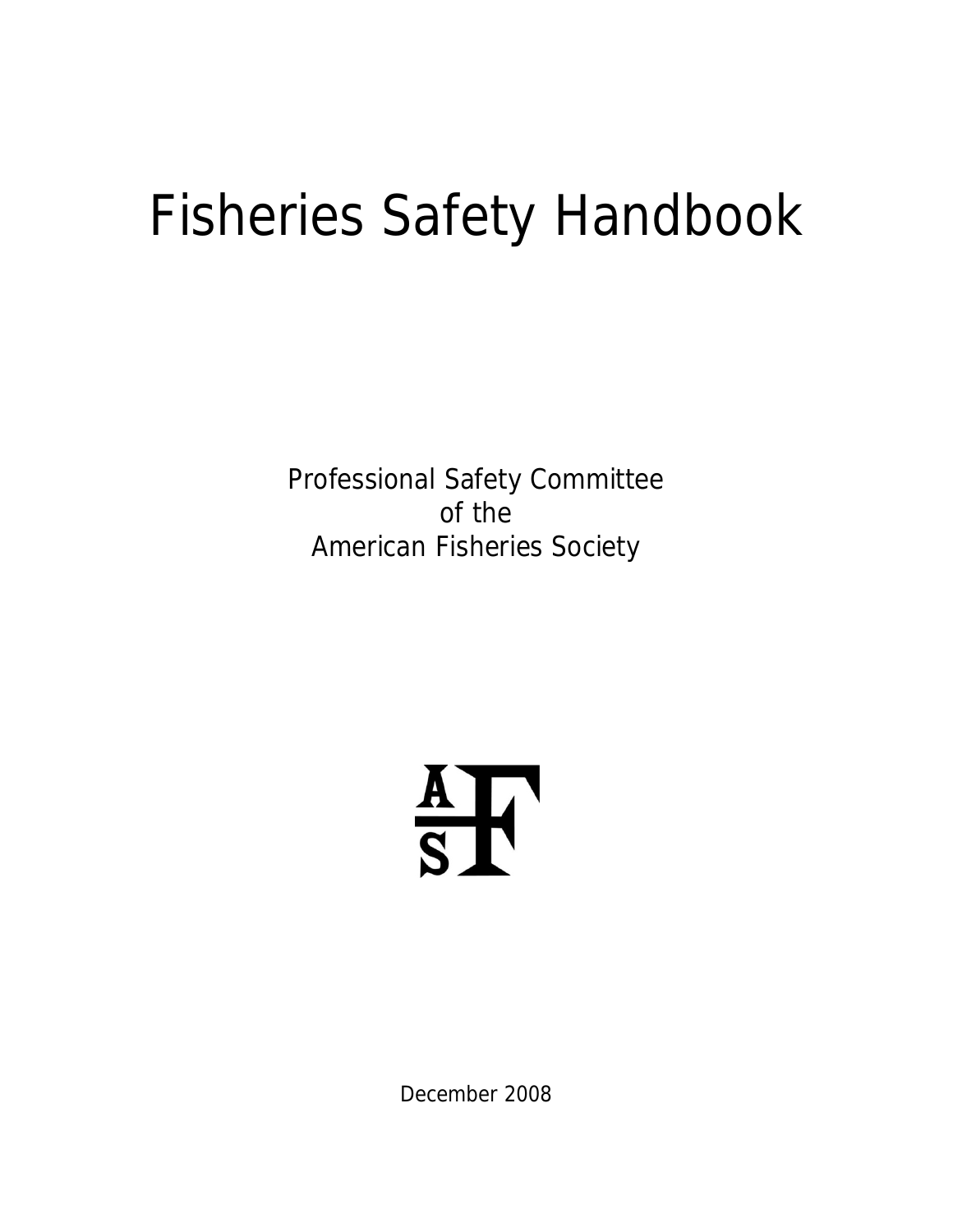# Fisheries Safety Handbook

Professional Safety Committee
of the
American Fisheries Society

December 2008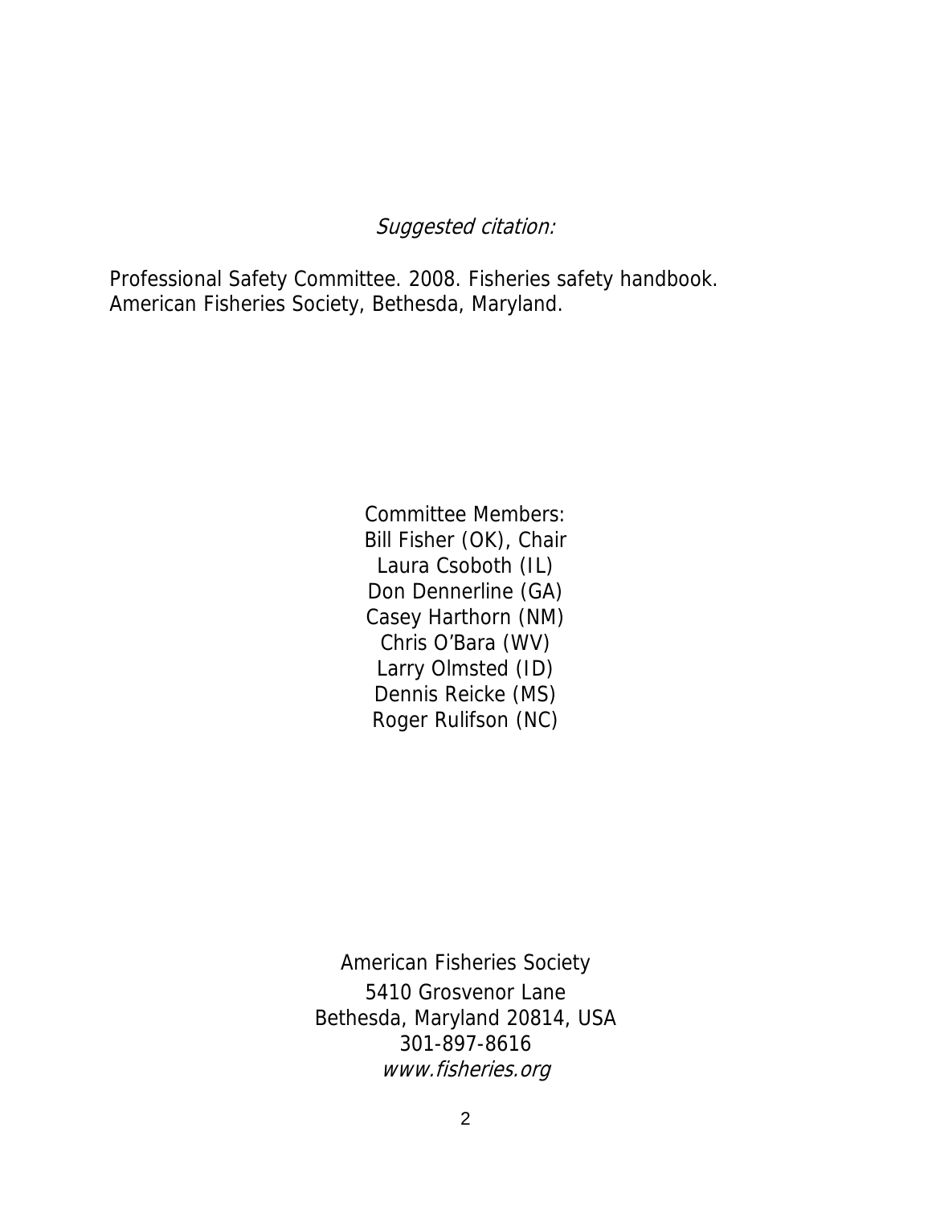*Suggested citation:*

Professional Safety Committee. 2008. Fisheries safety handbook. American Fisheries Society, Bethesda, Maryland.

Committee Members:
Bill Fisher (OK), Chair
Laura Csoboth (IL)
Don Dennerline (GA)
Casey Harthorn (NM)
Chris O'Bara (WV)
Larry Olmsted (ID)
Dennis Reicke (MS)
Roger Rulifson (NC)

American Fisheries Society
5410 Grosvenor Lane
Bethesda, Maryland 20814, USA
301-897-8616
*www.fisheries.org*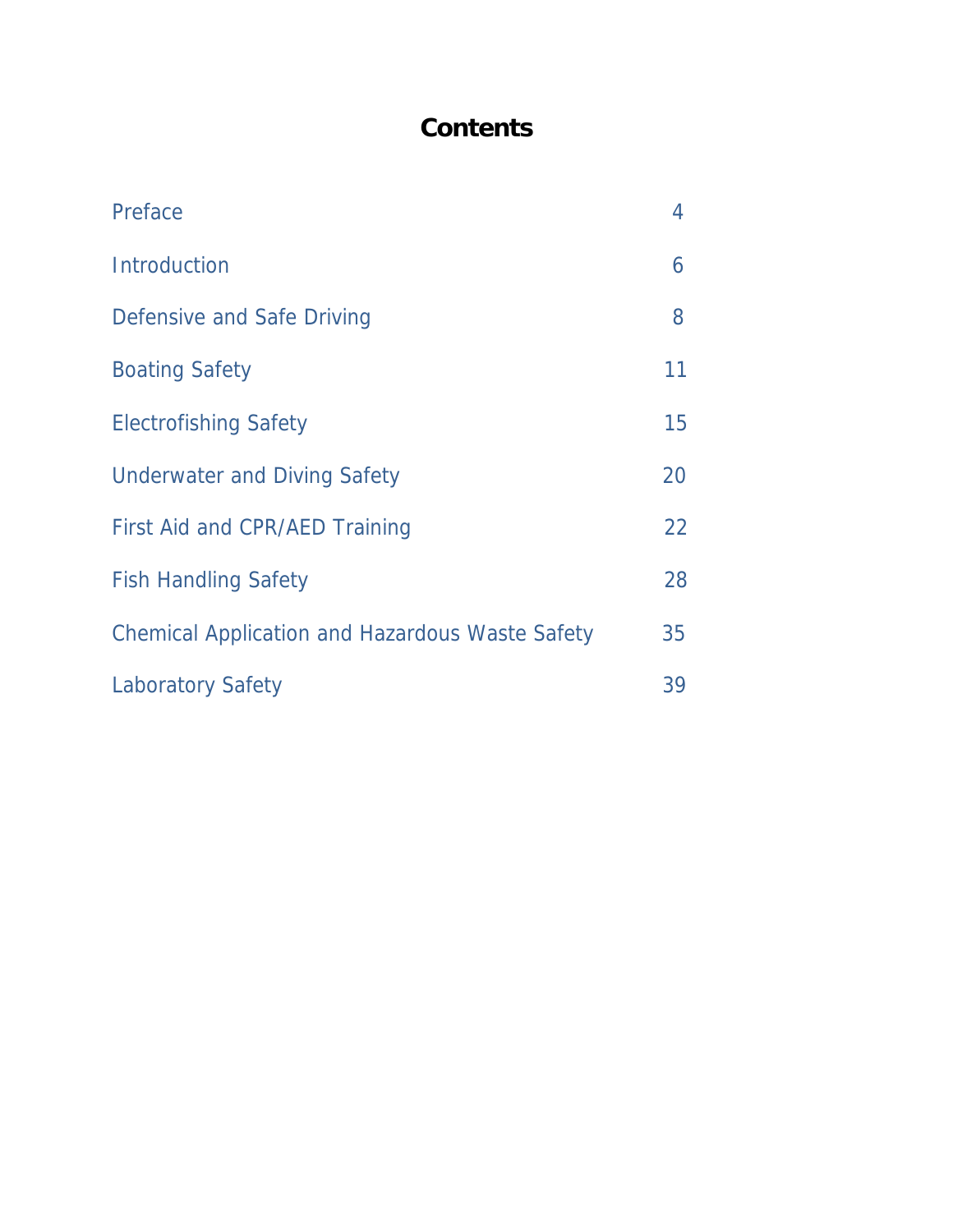# Contents

| | |
|---|---|
| Preface | 4 |
| Introduction | 6 |
| Defensive and Safe Driving | 8 |
| Boating Safety | 11 |
| Electrofishing Safety | 15 |
| Underwater and Diving Safety | 20 |
| First Aid and CPR/AED Training | 22 |
| Fish Handling Safety | 28 |
| Chemical Application and Hazardous Waste Safety | 35 |
| Laboratory Safety | 39 |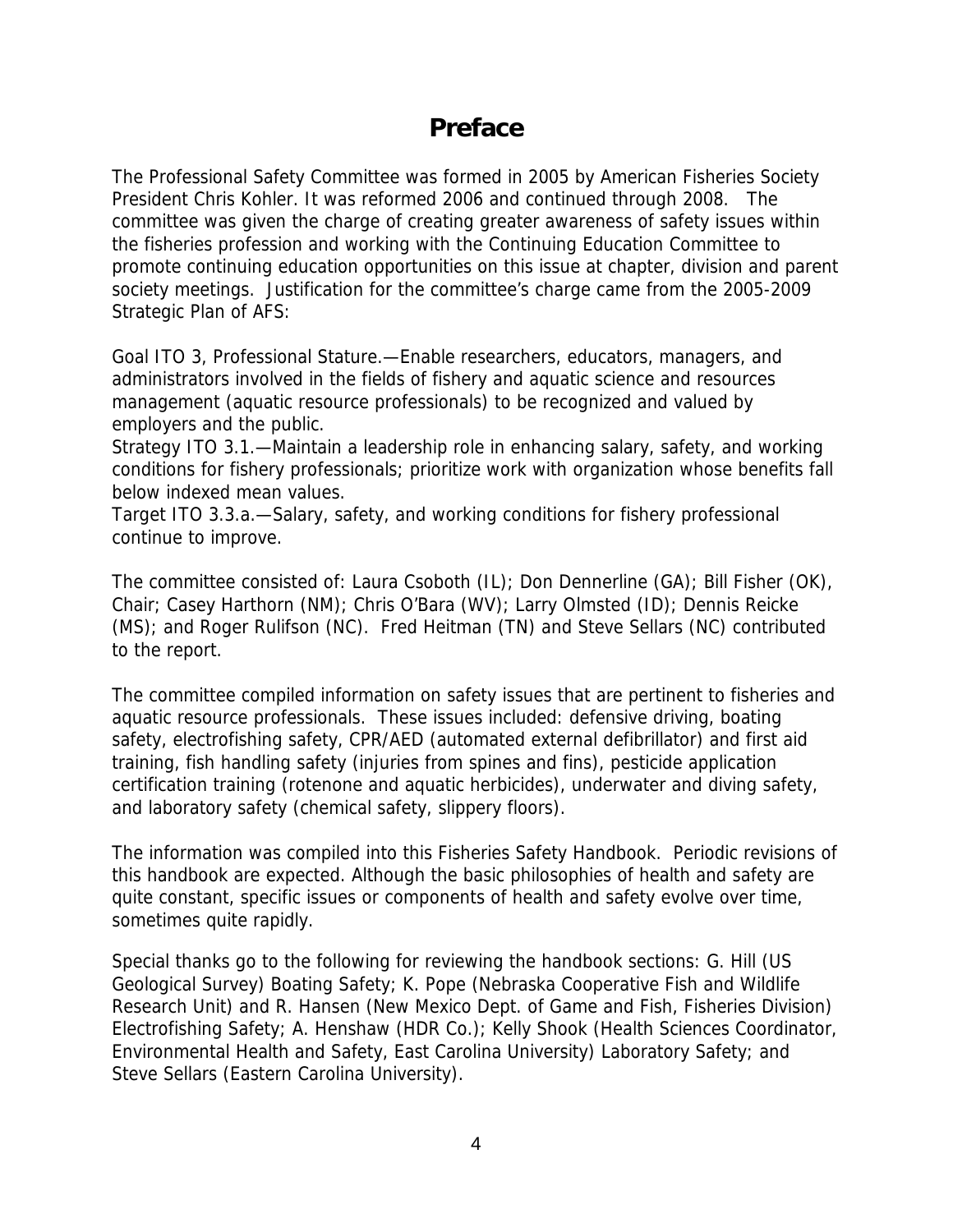# Preface

The Professional Safety Committee was formed in 2005 by American Fisheries Society President Chris Kohler. It was reformed 2006 and continued through 2008. The committee was given the charge of creating greater awareness of safety issues within the fisheries profession and working with the Continuing Education Committee to promote continuing education opportunities on this issue at chapter, division and parent society meetings. Justification for the committee's charge came from the 2005-2009 Strategic Plan of AFS:

Goal ITO 3, Professional Stature.—Enable researchers, educators, managers, and administrators involved in the fields of fishery and aquatic science and resources management (aquatic resource professionals) to be recognized and valued by employers and the public.
Strategy ITO 3.1.—Maintain a leadership role in enhancing salary, safety, and working conditions for fishery professionals; prioritize work with organization whose benefits fall below indexed mean values.
Target ITO 3.3.a.—Salary, safety, and working conditions for fishery professional continue to improve.

The committee consisted of: Laura Csoboth (IL); Don Dennerline (GA); Bill Fisher (OK), Chair; Casey Harthorn (NM); Chris O'Bara (WV); Larry Olmsted (ID); Dennis Reicke (MS); and Roger Rulifson (NC). Fred Heitman (TN) and Steve Sellars (NC) contributed to the report.

The committee compiled information on safety issues that are pertinent to fisheries and aquatic resource professionals. These issues included: defensive driving, boating safety, electrofishing safety, CPR/AED (automated external defibrillator) and first aid training, fish handling safety (injuries from spines and fins), pesticide application certification training (rotenone and aquatic herbicides), underwater and diving safety, and laboratory safety (chemical safety, slippery floors).

The information was compiled into this Fisheries Safety Handbook. Periodic revisions of this handbook are expected. Although the basic philosophies of health and safety are quite constant, specific issues or components of health and safety evolve over time, sometimes quite rapidly.

Special thanks go to the following for reviewing the handbook sections: G. Hill (US Geological Survey) Boating Safety; K. Pope (Nebraska Cooperative Fish and Wildlife Research Unit) and R. Hansen (New Mexico Dept. of Game and Fish, Fisheries Division) Electrofishing Safety; A. Henshaw (HDR Co.); Kelly Shook (Health Sciences Coordinator, Environmental Health and Safety, East Carolina University) Laboratory Safety; and Steve Sellars (Eastern Carolina University).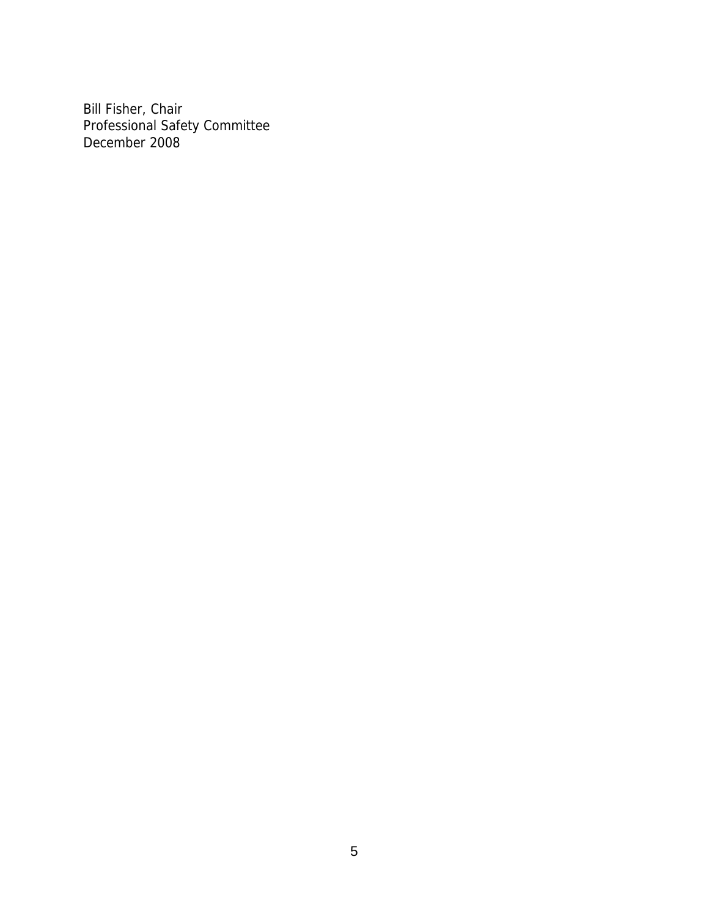Bill Fisher, Chair
Professional Safety Committee
December 2008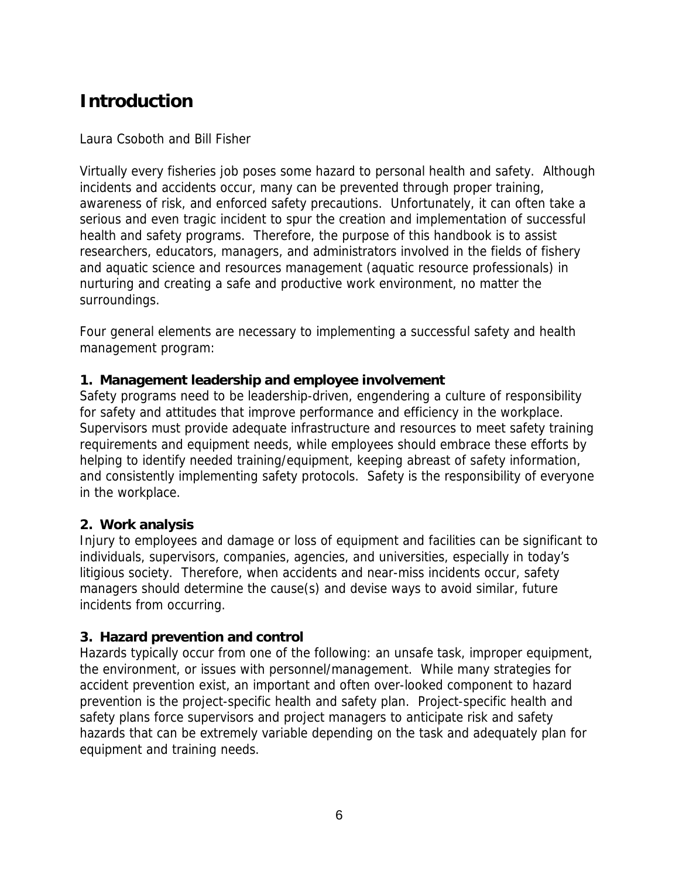# Introduction

Laura Csoboth and Bill Fisher

Virtually every fisheries job poses some hazard to personal health and safety. Although incidents and accidents occur, many can be prevented through proper training, awareness of risk, and enforced safety precautions. Unfortunately, it can often take a serious and even tragic incident to spur the creation and implementation of successful health and safety programs. Therefore, the purpose of this handbook is to assist researchers, educators, managers, and administrators involved in the fields of fishery and aquatic science and resources management (aquatic resource professionals) in nurturing and creating a safe and productive work environment, no matter the surroundings.

Four general elements are necessary to implementing a successful safety and health management program:

**1. Management leadership and employee involvement**

Safety programs need to be leadership-driven, engendering a culture of responsibility for safety and attitudes that improve performance and efficiency in the workplace. Supervisors must provide adequate infrastructure and resources to meet safety training requirements and equipment needs, while employees should embrace these efforts by helping to identify needed training/equipment, keeping abreast of safety information, and consistently implementing safety protocols. Safety is the responsibility of everyone in the workplace.

**2. Work analysis**

Injury to employees and damage or loss of equipment and facilities can be significant to individuals, supervisors, companies, agencies, and universities, especially in today's litigious society. Therefore, when accidents and near-miss incidents occur, safety managers should determine the cause(s) and devise ways to avoid similar, future incidents from occurring.

**3. Hazard prevention and control**

Hazards typically occur from one of the following: an unsafe task, improper equipment, the environment, or issues with personnel/management. While many strategies for accident prevention exist, an important and often over-looked component to hazard prevention is the project-specific health and safety plan. Project-specific health and safety plans force supervisors and project managers to anticipate risk and safety hazards that can be extremely variable depending on the task and adequately plan for equipment and training needs.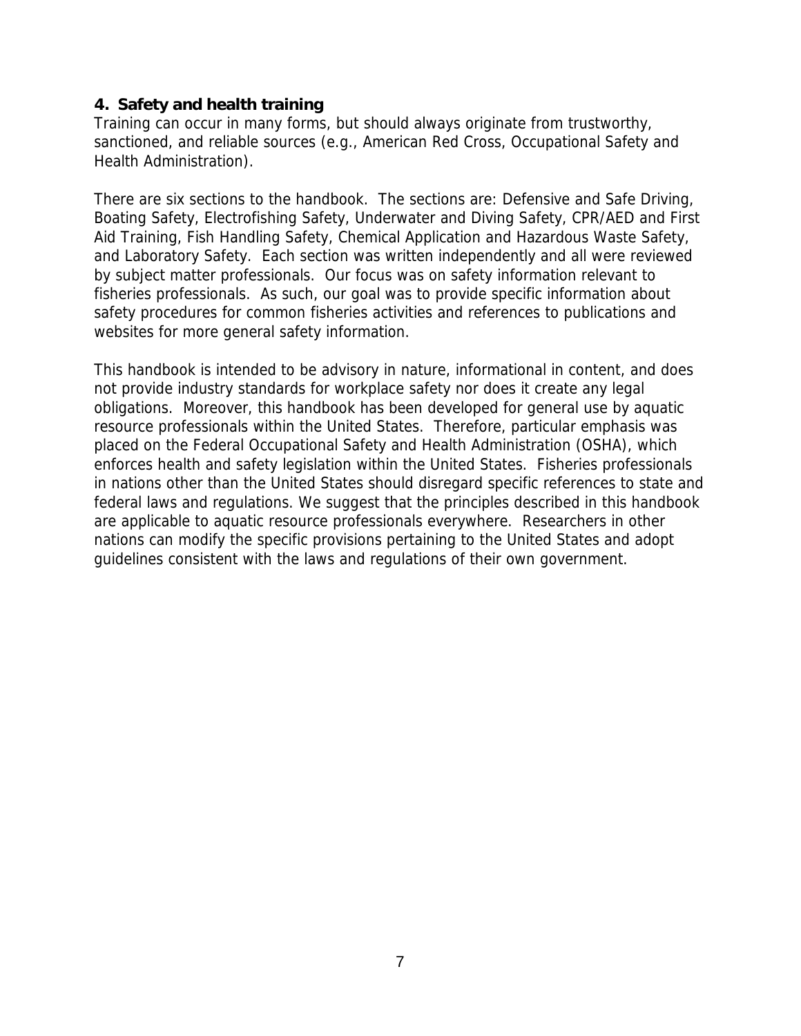## 4. Safety and health training

Training can occur in many forms, but should always originate from trustworthy, sanctioned, and reliable sources (e.g., American Red Cross, Occupational Safety and Health Administration).

There are six sections to the handbook. The sections are: Defensive and Safe Driving, Boating Safety, Electrofishing Safety, Underwater and Diving Safety, CPR/AED and First Aid Training, Fish Handling Safety, Chemical Application and Hazardous Waste Safety, and Laboratory Safety. Each section was written independently and all were reviewed by subject matter professionals. Our focus was on safety information relevant to fisheries professionals. As such, our goal was to provide specific information about safety procedures for common fisheries activities and references to publications and websites for more general safety information.

This handbook is intended to be advisory in nature, informational in content, and does not provide industry standards for workplace safety nor does it create any legal obligations. Moreover, this handbook has been developed for general use by aquatic resource professionals within the United States. Therefore, particular emphasis was placed on the Federal Occupational Safety and Health Administration (OSHA), which enforces health and safety legislation within the United States. Fisheries professionals in nations other than the United States should disregard specific references to state and federal laws and regulations. We suggest that the principles described in this handbook are applicable to aquatic resource professionals everywhere. Researchers in other nations can modify the specific provisions pertaining to the United States and adopt guidelines consistent with the laws and regulations of their own government.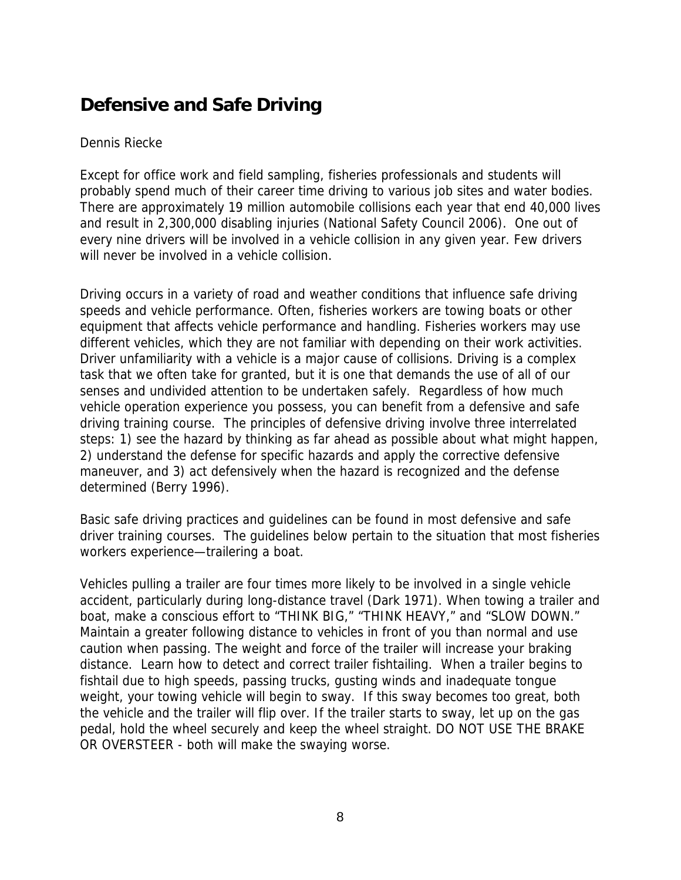# Defensive and Safe Driving

Dennis Riecke

Except for office work and field sampling, fisheries professionals and students will probably spend much of their career time driving to various job sites and water bodies. There are approximately 19 million automobile collisions each year that end 40,000 lives and result in 2,300,000 disabling injuries (National Safety Council 2006). One out of every nine drivers will be involved in a vehicle collision in any given year. Few drivers will never be involved in a vehicle collision.

Driving occurs in a variety of road and weather conditions that influence safe driving speeds and vehicle performance. Often, fisheries workers are towing boats or other equipment that affects vehicle performance and handling. Fisheries workers may use different vehicles, which they are not familiar with depending on their work activities. Driver unfamiliarity with a vehicle is a major cause of collisions. Driving is a complex task that we often take for granted, but it is one that demands the use of all of our senses and undivided attention to be undertaken safely. Regardless of how much vehicle operation experience you possess, you can benefit from a defensive and safe driving training course. The principles of defensive driving involve three interrelated steps: 1) see the hazard by thinking as far ahead as possible about what might happen, 2) understand the defense for specific hazards and apply the corrective defensive maneuver, and 3) act defensively when the hazard is recognized and the defense determined (Berry 1996).

Basic safe driving practices and guidelines can be found in most defensive and safe driver training courses. The guidelines below pertain to the situation that most fisheries workers experience—trailering a boat.

Vehicles pulling a trailer are four times more likely to be involved in a single vehicle accident, particularly during long-distance travel (Dark 1971). When towing a trailer and boat, make a conscious effort to "THINK BIG," "THINK HEAVY," and "SLOW DOWN." Maintain a greater following distance to vehicles in front of you than normal and use caution when passing. The weight and force of the trailer will increase your braking distance. Learn how to detect and correct trailer fishtailing. When a trailer begins to fishtail due to high speeds, passing trucks, gusting winds and inadequate tongue weight, your towing vehicle will begin to sway. If this sway becomes too great, both the vehicle and the trailer will flip over. If the trailer starts to sway, let up on the gas pedal, hold the wheel securely and keep the wheel straight. DO NOT USE THE BRAKE OR OVERSTEER - both will make the swaying worse.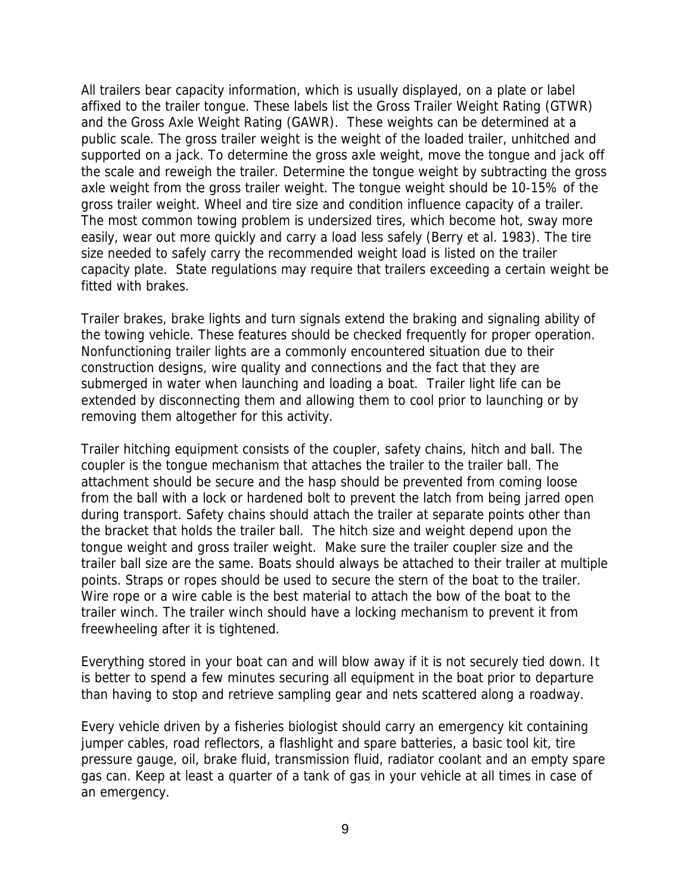All trailers bear capacity information, which is usually displayed, on a plate or label affixed to the trailer tongue. These labels list the Gross Trailer Weight Rating (GTWR) and the Gross Axle Weight Rating (GAWR). These weights can be determined at a public scale. The gross trailer weight is the weight of the loaded trailer, unhitched and supported on a jack. To determine the gross axle weight, move the tongue and jack off the scale and reweigh the trailer. Determine the tongue weight by subtracting the gross axle weight from the gross trailer weight. The tongue weight should be 10-15% of the gross trailer weight. Wheel and tire size and condition influence capacity of a trailer. The most common towing problem is undersized tires, which become hot, sway more easily, wear out more quickly and carry a load less safely (Berry et al. 1983). The tire size needed to safely carry the recommended weight load is listed on the trailer capacity plate. State regulations may require that trailers exceeding a certain weight be fitted with brakes.

Trailer brakes, brake lights and turn signals extend the braking and signaling ability of the towing vehicle. These features should be checked frequently for proper operation. Nonfunctioning trailer lights are a commonly encountered situation due to their construction designs, wire quality and connections and the fact that they are submerged in water when launching and loading a boat. Trailer light life can be extended by disconnecting them and allowing them to cool prior to launching or by removing them altogether for this activity.

Trailer hitching equipment consists of the coupler, safety chains, hitch and ball. The coupler is the tongue mechanism that attaches the trailer to the trailer ball. The attachment should be secure and the hasp should be prevented from coming loose from the ball with a lock or hardened bolt to prevent the latch from being jarred open during transport. Safety chains should attach the trailer at separate points other than the bracket that holds the trailer ball. The hitch size and weight depend upon the tongue weight and gross trailer weight. Make sure the trailer coupler size and the trailer ball size are the same. Boats should always be attached to their trailer at multiple points. Straps or ropes should be used to secure the stern of the boat to the trailer. Wire rope or a wire cable is the best material to attach the bow of the boat to the trailer winch. The trailer winch should have a locking mechanism to prevent it from freewheeling after it is tightened.

Everything stored in your boat can and will blow away if it is not securely tied down. It is better to spend a few minutes securing all equipment in the boat prior to departure than having to stop and retrieve sampling gear and nets scattered along a roadway.

Every vehicle driven by a fisheries biologist should carry an emergency kit containing jumper cables, road reflectors, a flashlight and spare batteries, a basic tool kit, tire pressure gauge, oil, brake fluid, transmission fluid, radiator coolant and an empty spare gas can. Keep at least a quarter of a tank of gas in your vehicle at all times in case of an emergency.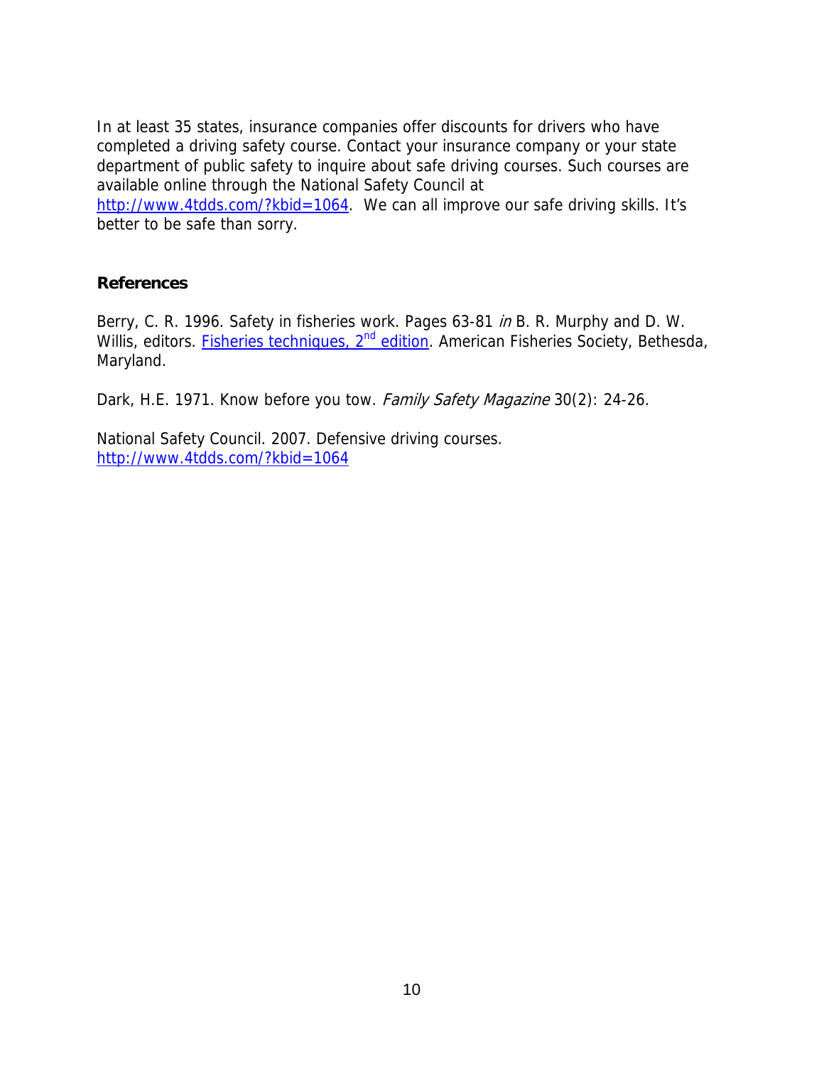In at least 35 states, insurance companies offer discounts for drivers who have completed a driving safety course. Contact your insurance company or your state department of public safety to inquire about safe driving courses. Such courses are available online through the National Safety Council at http://www.4tdds.com/?kbid=1064. We can all improve our safe driving skills. It's better to be safe than sorry.

## References

Berry, C. R. 1996. Safety in fisheries work. Pages 63-81 *in* B. R. Murphy and D. W. Willis, editors. Fisheries techniques, 2nd edition. American Fisheries Society, Bethesda, Maryland.

Dark, H.E. 1971. Know before you tow. *Family Safety Magazine* 30(2): 24-26.

National Safety Council. 2007. Defensive driving courses. http://www.4tdds.com/?kbid=1064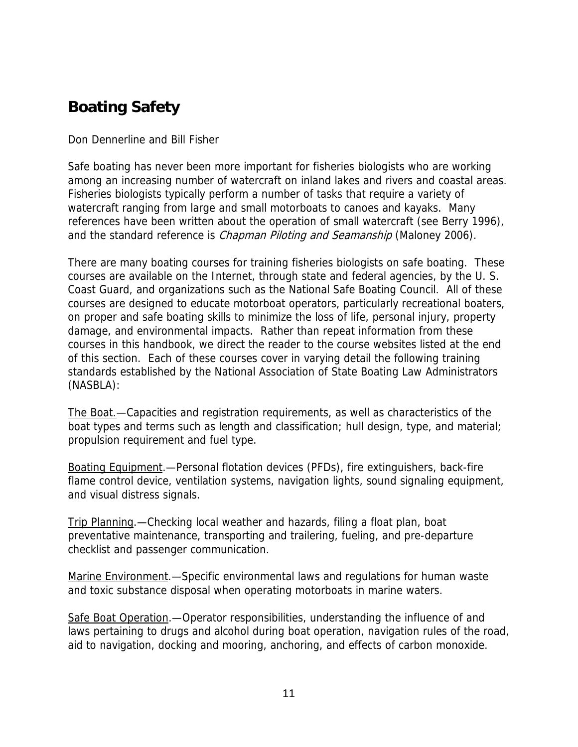## Boating Safety

Don Dennerline and Bill Fisher

Safe boating has never been more important for fisheries biologists who are working among an increasing number of watercraft on inland lakes and rivers and coastal areas. Fisheries biologists typically perform a number of tasks that require a variety of watercraft ranging from large and small motorboats to canoes and kayaks. Many references have been written about the operation of small watercraft (see Berry 1996), and the standard reference is *Chapman Piloting and Seamanship* (Maloney 2006).

There are many boating courses for training fisheries biologists on safe boating. These courses are available on the Internet, through state and federal agencies, by the U. S. Coast Guard, and organizations such as the National Safe Boating Council. All of these courses are designed to educate motorboat operators, particularly recreational boaters, on proper and safe boating skills to minimize the loss of life, personal injury, property damage, and environmental impacts. Rather than repeat information from these courses in this handbook, we direct the reader to the course websites listed at the end of this section. Each of these courses cover in varying detail the following training standards established by the National Association of State Boating Law Administrators (NASBLA):

<u>The Boat.</u>—Capacities and registration requirements, as well as characteristics of the boat types and terms such as length and classification; hull design, type, and material; propulsion requirement and fuel type.

<u>Boating Equipment</u>.—Personal flotation devices (PFDs), fire extinguishers, back-fire flame control device, ventilation systems, navigation lights, sound signaling equipment, and visual distress signals.

<u>Trip Planning</u>.—Checking local weather and hazards, filing a float plan, boat preventative maintenance, transporting and trailering, fueling, and pre-departure checklist and passenger communication.

<u>Marine Environment</u>.—Specific environmental laws and regulations for human waste and toxic substance disposal when operating motorboats in marine waters.

<u>Safe Boat Operation</u>.—Operator responsibilities, understanding the influence of and laws pertaining to drugs and alcohol during boat operation, navigation rules of the road, aid to navigation, docking and mooring, anchoring, and effects of carbon monoxide.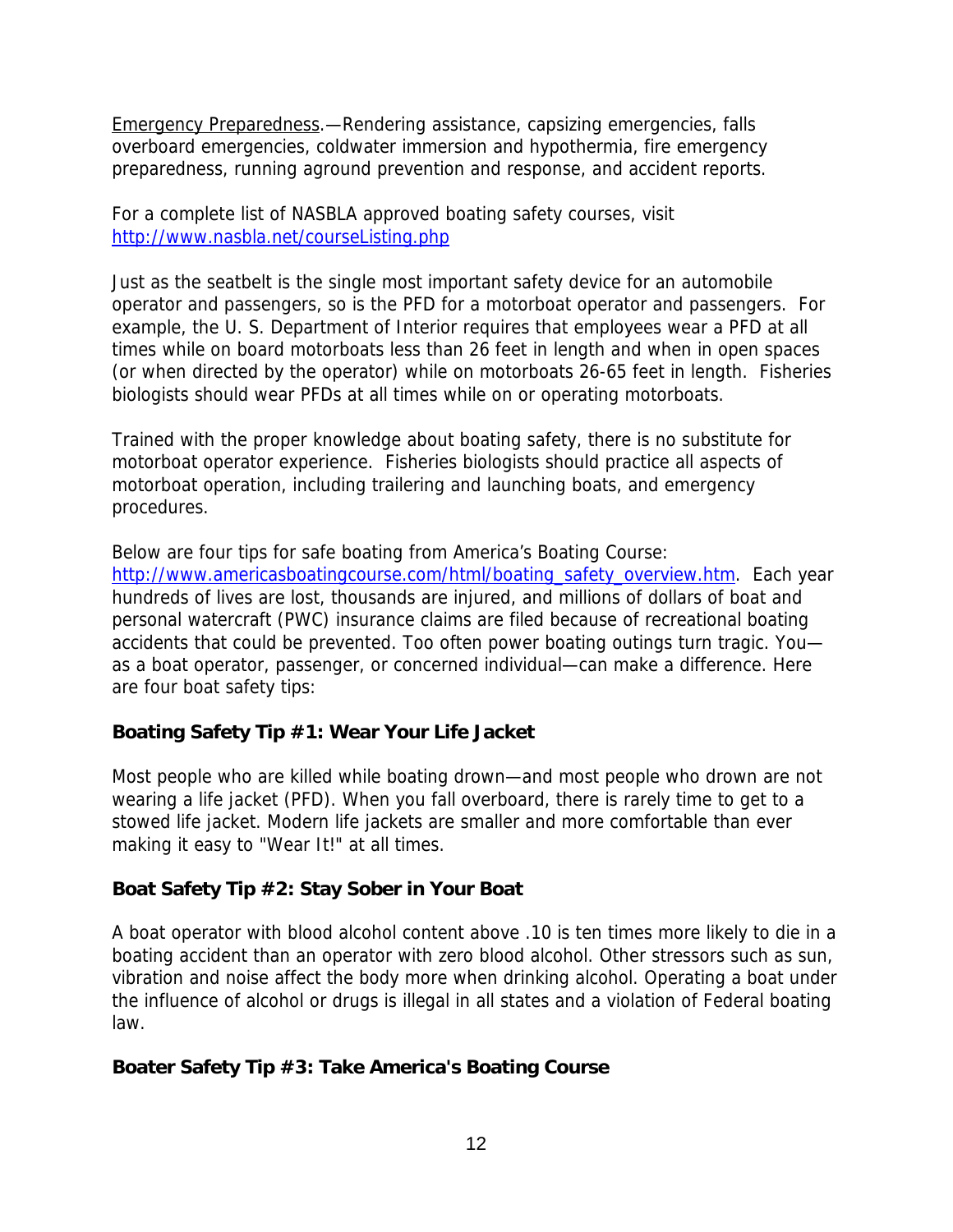Emergency Preparedness.—Rendering assistance, capsizing emergencies, falls overboard emergencies, coldwater immersion and hypothermia, fire emergency preparedness, running aground prevention and response, and accident reports.

For a complete list of NASBLA approved boating safety courses, visit http://www.nasbla.net/courseListing.php

Just as the seatbelt is the single most important safety device for an automobile operator and passengers, so is the PFD for a motorboat operator and passengers. For example, the U. S. Department of Interior requires that employees wear a PFD at all times while on board motorboats less than 26 feet in length and when in open spaces (or when directed by the operator) while on motorboats 26-65 feet in length. Fisheries biologists should wear PFDs at all times while on or operating motorboats.

Trained with the proper knowledge about boating safety, there is no substitute for motorboat operator experience. Fisheries biologists should practice all aspects of motorboat operation, including trailering and launching boats, and emergency procedures.

Below are four tips for safe boating from America's Boating Course: http://www.americasboatingcourse.com/html/boating_safety_overview.htm. Each year hundreds of lives are lost, thousands are injured, and millions of dollars of boat and personal watercraft (PWC) insurance claims are filed because of recreational boating accidents that could be prevented. Too often power boating outings turn tragic. You—as a boat operator, passenger, or concerned individual—can make a difference. Here are four boat safety tips:

**Boating Safety Tip #1: Wear Your Life Jacket**

Most people who are killed while boating drown—and most people who drown are not wearing a life jacket (PFD). When you fall overboard, there is rarely time to get to a stowed life jacket. Modern life jackets are smaller and more comfortable than ever making it easy to "Wear It!" at all times.

**Boat Safety Tip #2: Stay Sober in Your Boat**

A boat operator with blood alcohol content above .10 is ten times more likely to die in a boating accident than an operator with zero blood alcohol. Other stressors such as sun, vibration and noise affect the body more when drinking alcohol. Operating a boat under the influence of alcohol or drugs is illegal in all states and a violation of Federal boating law.

**Boater Safety Tip #3: Take America's Boating Course**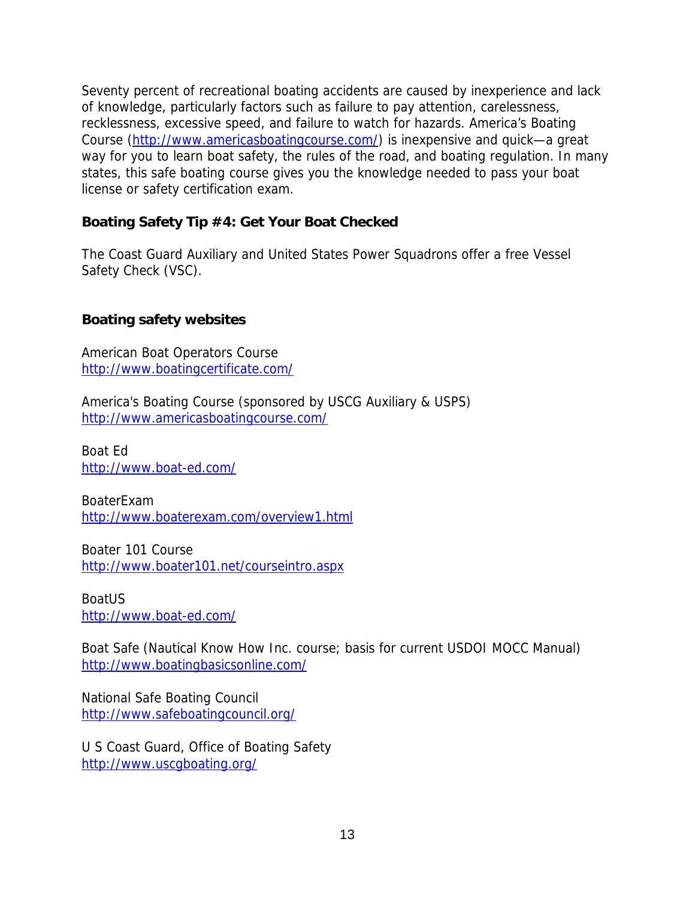Seventy percent of recreational boating accidents are caused by inexperience and lack of knowledge, particularly factors such as failure to pay attention, carelessness, recklessness, excessive speed, and failure to watch for hazards. America's Boating Course (http://www.americasboatingcourse.com/) is inexpensive and quick—a great way for you to learn boat safety, the rules of the road, and boating regulation. In many states, this safe boating course gives you the knowledge needed to pass your boat license or safety certification exam.

### Boating Safety Tip #4: Get Your Boat Checked

The Coast Guard Auxiliary and United States Power Squadrons offer a free Vessel Safety Check (VSC).

### Boating safety websites

American Boat Operators Course
http://www.boatingcertificate.com/

America's Boating Course (sponsored by USCG Auxiliary & USPS)
http://www.americasboatingcourse.com/

Boat Ed
http://www.boat-ed.com/

BoaterExam
http://www.boaterexam.com/overview1.html

Boater 101 Course
http://www.boater101.net/courseintro.aspx

BoatUS
http://www.boat-ed.com/

Boat Safe (Nautical Know How Inc. course; basis for current USDOI MOCC Manual)
http://www.boatingbasicsonline.com/

National Safe Boating Council
http://www.safeboatingcouncil.org/

U S Coast Guard, Office of Boating Safety
http://www.uscgboating.org/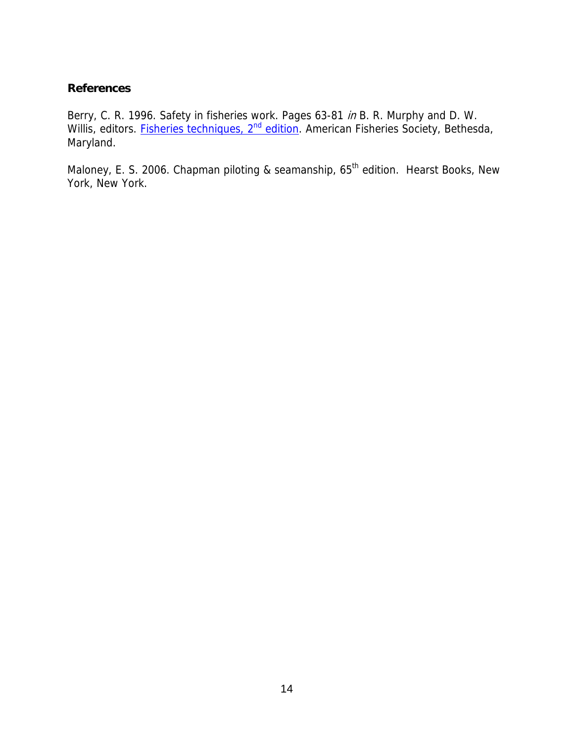## References

Berry, C. R. 1996. Safety in fisheries work. Pages 63-81 *in* B. R. Murphy and D. W. Willis, editors. Fisheries techniques, 2nd edition. American Fisheries Society, Bethesda, Maryland.

Maloney, E. S. 2006. Chapman piloting & seamanship, 65th edition. Hearst Books, New York, New York.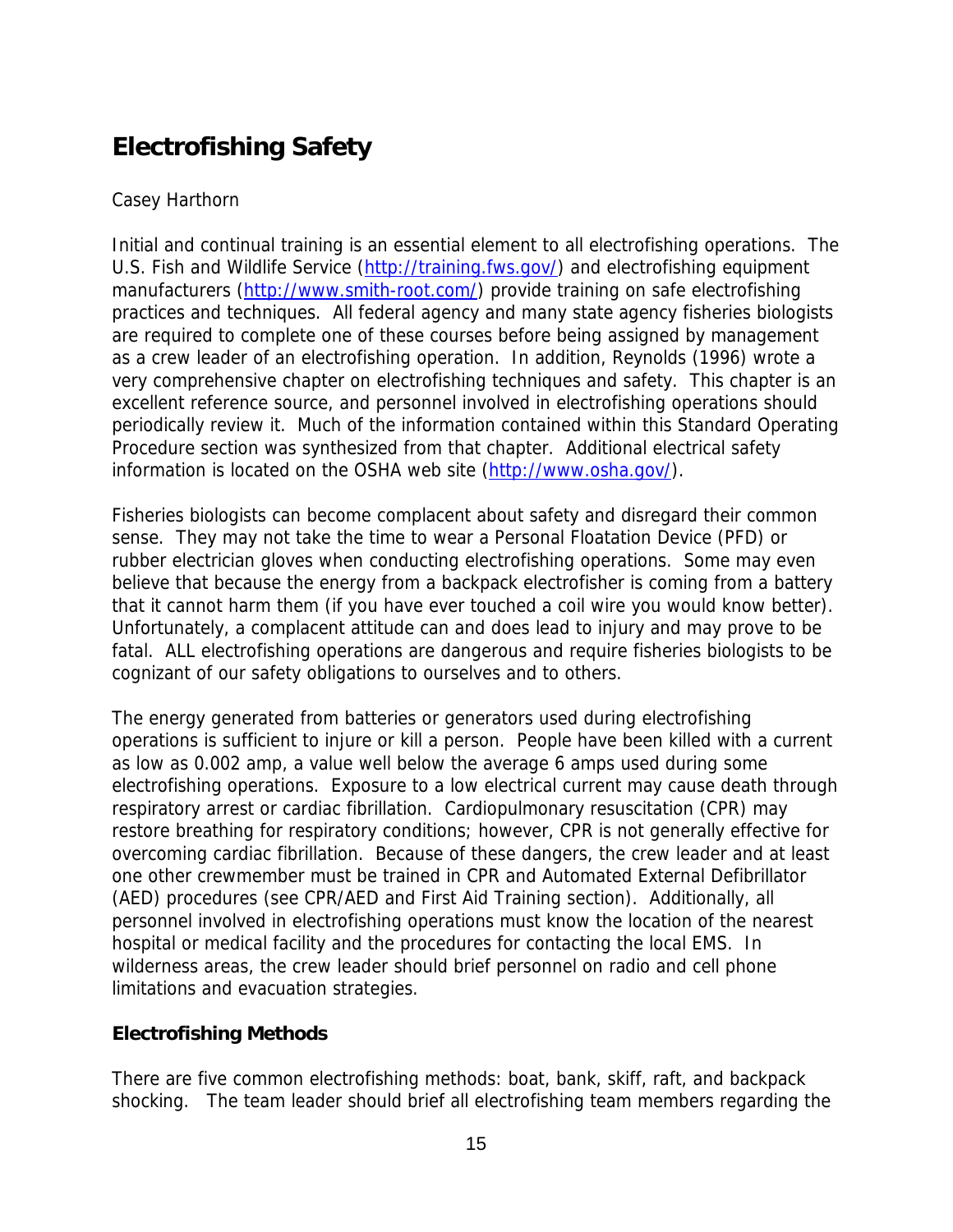# Electrofishing Safety

Casey Harthorn

Initial and continual training is an essential element to all electrofishing operations. The U.S. Fish and Wildlife Service (http://training.fws.gov/) and electrofishing equipment manufacturers (http://www.smith-root.com/) provide training on safe electrofishing practices and techniques. All federal agency and many state agency fisheries biologists are required to complete one of these courses before being assigned by management as a crew leader of an electrofishing operation. In addition, Reynolds (1996) wrote a very comprehensive chapter on electrofishing techniques and safety. This chapter is an excellent reference source, and personnel involved in electrofishing operations should periodically review it. Much of the information contained within this Standard Operating Procedure section was synthesized from that chapter. Additional electrical safety information is located on the OSHA web site (http://www.osha.gov/).

Fisheries biologists can become complacent about safety and disregard their common sense. They may not take the time to wear a Personal Floatation Device (PFD) or rubber electrician gloves when conducting electrofishing operations. Some may even believe that because the energy from a backpack electrofisher is coming from a battery that it cannot harm them (if you have ever touched a coil wire you would know better). Unfortunately, a complacent attitude can and does lead to injury and may prove to be fatal. ALL electrofishing operations are dangerous and require fisheries biologists to be cognizant of our safety obligations to ourselves and to others.

The energy generated from batteries or generators used during electrofishing operations is sufficient to injure or kill a person. People have been killed with a current as low as 0.002 amp, a value well below the average 6 amps used during some electrofishing operations. Exposure to a low electrical current may cause death through respiratory arrest or cardiac fibrillation. Cardiopulmonary resuscitation (CPR) may restore breathing for respiratory conditions; however, CPR is not generally effective for overcoming cardiac fibrillation. Because of these dangers, the crew leader and at least one other crewmember must be trained in CPR and Automated External Defibrillator (AED) procedures (see CPR/AED and First Aid Training section). Additionally, all personnel involved in electrofishing operations must know the location of the nearest hospital or medical facility and the procedures for contacting the local EMS. In wilderness areas, the crew leader should brief personnel on radio and cell phone limitations and evacuation strategies.

## Electrofishing Methods

There are five common electrofishing methods: boat, bank, skiff, raft, and backpack shocking. The team leader should brief all electrofishing team members regarding the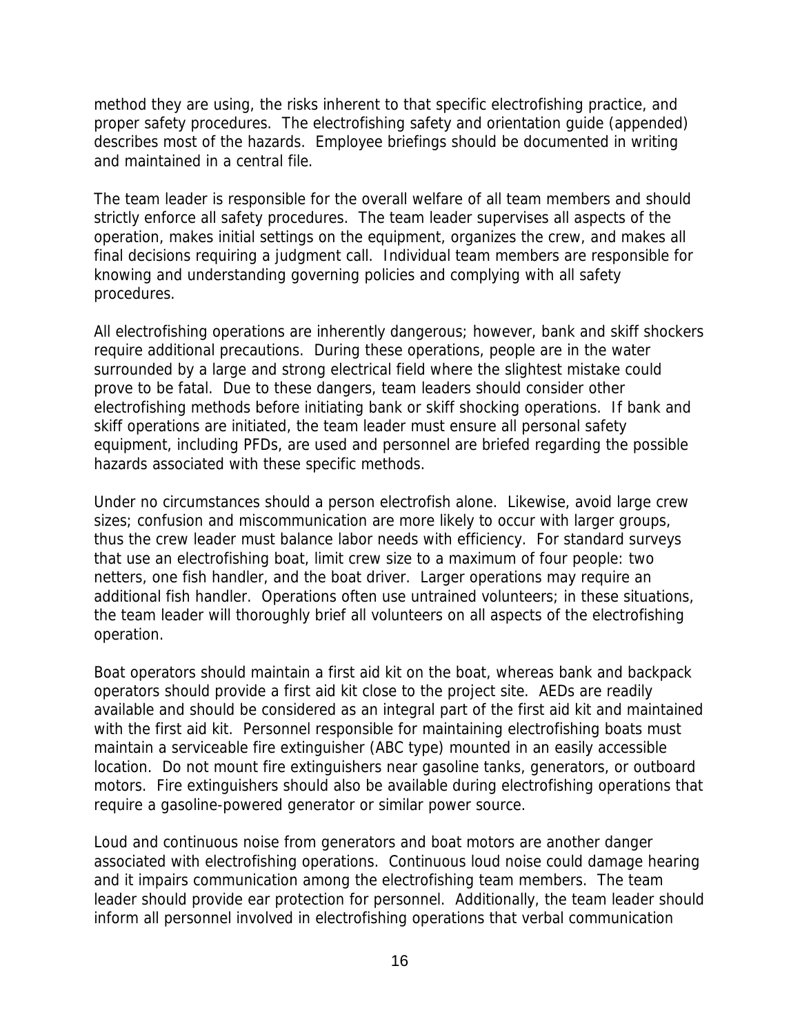method they are using, the risks inherent to that specific electrofishing practice, and proper safety procedures. The electrofishing safety and orientation guide (appended) describes most of the hazards. Employee briefings should be documented in writing and maintained in a central file.

The team leader is responsible for the overall welfare of all team members and should strictly enforce all safety procedures. The team leader supervises all aspects of the operation, makes initial settings on the equipment, organizes the crew, and makes all final decisions requiring a judgment call. Individual team members are responsible for knowing and understanding governing policies and complying with all safety procedures.

All electrofishing operations are inherently dangerous; however, bank and skiff shockers require additional precautions. During these operations, people are in the water surrounded by a large and strong electrical field where the slightest mistake could prove to be fatal. Due to these dangers, team leaders should consider other electrofishing methods before initiating bank or skiff shocking operations. If bank and skiff operations are initiated, the team leader must ensure all personal safety equipment, including PFDs, are used and personnel are briefed regarding the possible hazards associated with these specific methods.

Under no circumstances should a person electrofish alone. Likewise, avoid large crew sizes; confusion and miscommunication are more likely to occur with larger groups, thus the crew leader must balance labor needs with efficiency. For standard surveys that use an electrofishing boat, limit crew size to a maximum of four people: two netters, one fish handler, and the boat driver. Larger operations may require an additional fish handler. Operations often use untrained volunteers; in these situations, the team leader will thoroughly brief all volunteers on all aspects of the electrofishing operation.

Boat operators should maintain a first aid kit on the boat, whereas bank and backpack operators should provide a first aid kit close to the project site. AEDs are readily available and should be considered as an integral part of the first aid kit and maintained with the first aid kit. Personnel responsible for maintaining electrofishing boats must maintain a serviceable fire extinguisher (ABC type) mounted in an easily accessible location. Do not mount fire extinguishers near gasoline tanks, generators, or outboard motors. Fire extinguishers should also be available during electrofishing operations that require a gasoline-powered generator or similar power source.

Loud and continuous noise from generators and boat motors are another danger associated with electrofishing operations. Continuous loud noise could damage hearing and it impairs communication among the electrofishing team members. The team leader should provide ear protection for personnel. Additionally, the team leader should inform all personnel involved in electrofishing operations that verbal communication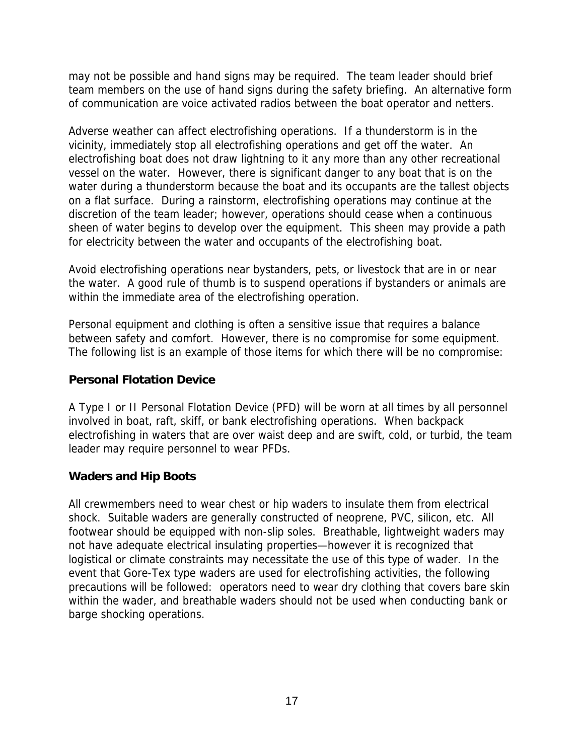may not be possible and hand signs may be required. The team leader should brief team members on the use of hand signs during the safety briefing. An alternative form of communication are voice activated radios between the boat operator and netters.

Adverse weather can affect electrofishing operations. If a thunderstorm is in the vicinity, immediately stop all electrofishing operations and get off the water. An electrofishing boat does not draw lightning to it any more than any other recreational vessel on the water. However, there is significant danger to any boat that is on the water during a thunderstorm because the boat and its occupants are the tallest objects on a flat surface. During a rainstorm, electrofishing operations may continue at the discretion of the team leader; however, operations should cease when a continuous sheen of water begins to develop over the equipment. This sheen may provide a path for electricity between the water and occupants of the electrofishing boat.

Avoid electrofishing operations near bystanders, pets, or livestock that are in or near the water. A good rule of thumb is to suspend operations if bystanders or animals are within the immediate area of the electrofishing operation.

Personal equipment and clothing is often a sensitive issue that requires a balance between safety and comfort. However, there is no compromise for some equipment. The following list is an example of those items for which there will be no compromise:

### Personal Flotation Device

A Type I or II Personal Flotation Device (PFD) will be worn at all times by all personnel involved in boat, raft, skiff, or bank electrofishing operations. When backpack electrofishing in waters that are over waist deep and are swift, cold, or turbid, the team leader may require personnel to wear PFDs.

### Waders and Hip Boots

All crewmembers need to wear chest or hip waders to insulate them from electrical shock. Suitable waders are generally constructed of neoprene, PVC, silicon, etc. All footwear should be equipped with non-slip soles. Breathable, lightweight waders may not have adequate electrical insulating properties—however it is recognized that logistical or climate constraints may necessitate the use of this type of wader. In the event that Gore-Tex type waders are used for electrofishing activities, the following precautions will be followed: operators need to wear dry clothing that covers bare skin within the wader, and breathable waders should not be used when conducting bank or barge shocking operations.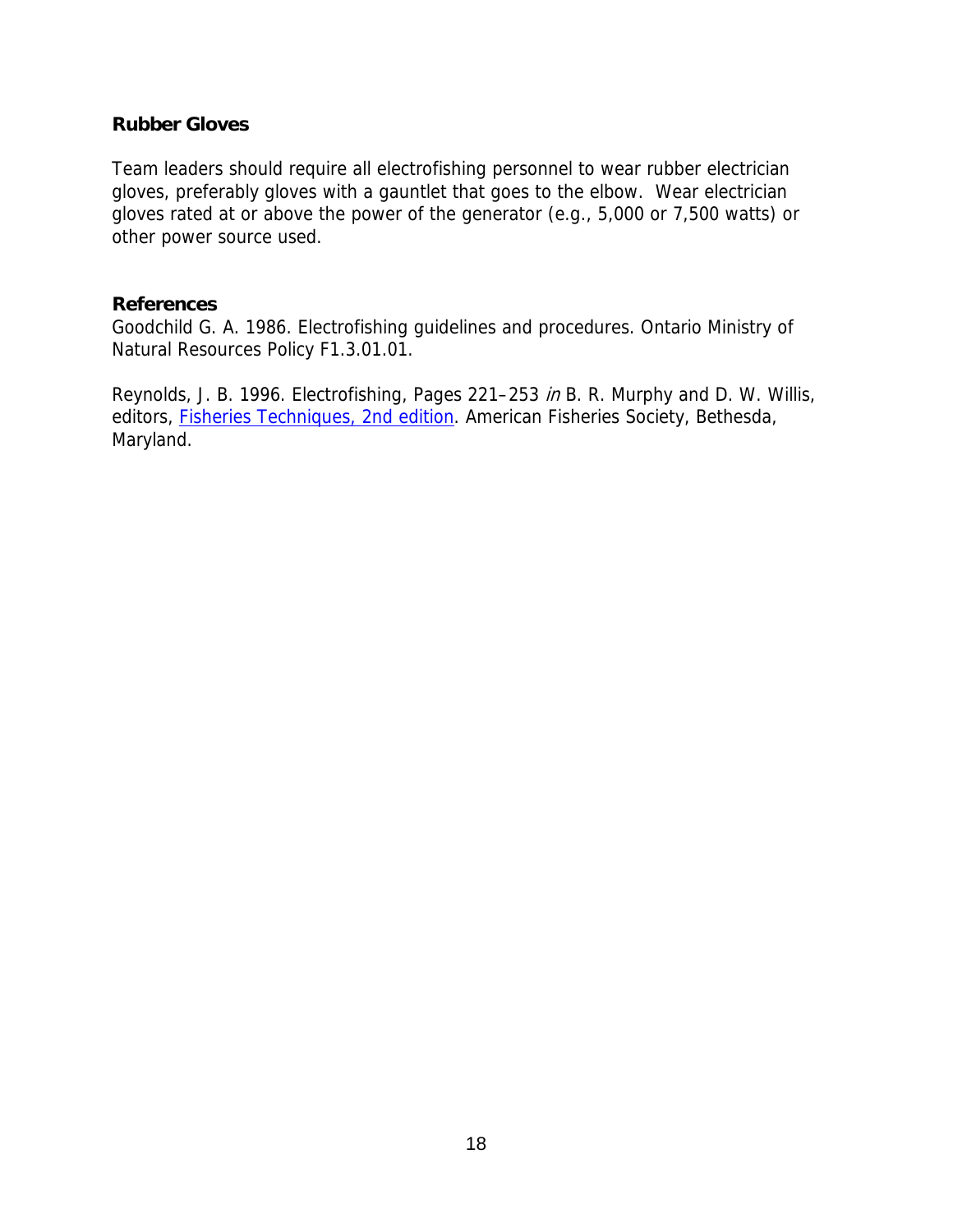### Rubber Gloves

Team leaders should require all electrofishing personnel to wear rubber electrician gloves, preferably gloves with a gauntlet that goes to the elbow. Wear electrician gloves rated at or above the power of the generator (e.g., 5,000 or 7,500 watts) or other power source used.

### References

Goodchild G. A. 1986. Electrofishing guidelines and procedures. Ontario Ministry of Natural Resources Policy F1.3.01.01.

Reynolds, J. B. 1996. Electrofishing, Pages 221–253 *in* B. R. Murphy and D. W. Willis, editors, Fisheries Techniques, 2nd edition. American Fisheries Society, Bethesda, Maryland.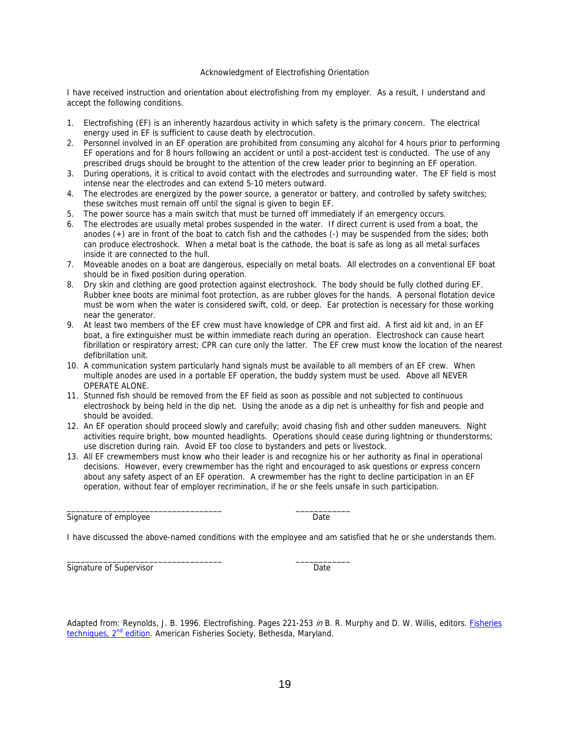## Acknowledgment of Electrofishing Orientation

I have received instruction and orientation about electrofishing from my employer. As a result, I understand and accept the following conditions.

1. Electrofishing (EF) is an inherently hazardous activity in which safety is the primary concern. The electrical energy used in EF is sufficient to cause death by electrocution.
2. Personnel involved in an EF operation are prohibited from consuming any alcohol for 4 hours prior to performing EF operations and for 8 hours following an accident or until a post-accident test is conducted. The use of any prescribed drugs should be brought to the attention of the crew leader prior to beginning an EF operation.
3. During operations, it is critical to avoid contact with the electrodes and surrounding water. The EF field is most intense near the electrodes and can extend 5-10 meters outward.
4. The electrodes are energized by the power source, a generator or battery, and controlled by safety switches; these switches must remain off until the signal is given to begin EF.
5. The power source has a main switch that must be turned off immediately if an emergency occurs.
6. The electrodes are usually metal probes suspended in the water. If direct current is used from a boat, the anodes (+) are in front of the boat to catch fish and the cathodes (-) may be suspended from the sides; both can produce electroshock. When a metal boat is the cathode, the boat is safe as long as all metal surfaces inside it are connected to the hull.
7. Moveable anodes on a boat are dangerous, especially on metal boats. All electrodes on a conventional EF boat should be in fixed position during operation.
8. Dry skin and clothing are good protection against electroshock. The body should be fully clothed during EF. Rubber knee boots are minimal foot protection, as are rubber gloves for the hands. A personal flotation device must be worn when the water is considered swift, cold, or deep. Ear protection is necessary for those working near the generator.
9. At least two members of the EF crew must have knowledge of CPR and first aid. A first aid kit and, in an EF boat, a fire extinguisher must be within immediate reach during an operation. Electroshock can cause heart fibrillation or respiratory arrest; CPR can cure only the latter. The EF crew must know the location of the nearest defibrillation unit.
10. A communication system particularly hand signals must be available to all members of an EF crew. When multiple anodes are used in a portable EF operation, the buddy system must be used. Above all NEVER OPERATE ALONE.
11. Stunned fish should be removed from the EF field as soon as possible and not subjected to continuous electroshock by being held in the dip net. Using the anode as a dip net is unhealthy for fish and people and should be avoided.
12. An EF operation should proceed slowly and carefully; avoid chasing fish and other sudden maneuvers. Night activities require bright, bow mounted headlights. Operations should cease during lightning or thunderstorms; use discretion during rain. Avoid EF too close to bystanders and pets or livestock.
13. All EF crewmembers must know who their leader is and recognize his or her authority as final in operational decisions. However, every crewmember has the right and encouraged to ask questions or express concern about any safety aspect of an EF operation. A crewmember has the right to decline participation in an EF operation, without fear of employer recrimination, if he or she feels unsafe in such participation.

_________________________________ ____________
Signature of employee Date

I have discussed the above-named conditions with the employee and am satisfied that he or she understands them.

_________________________________ ____________
Signature of Supervisor Date

Adapted from: Reynolds, J. B. 1996. Electrofishing. Pages 221-253 *in* B. R. Murphy and D. W. Willis, editors. Fisheries techniques, 2nd edition. American Fisheries Society, Bethesda, Maryland.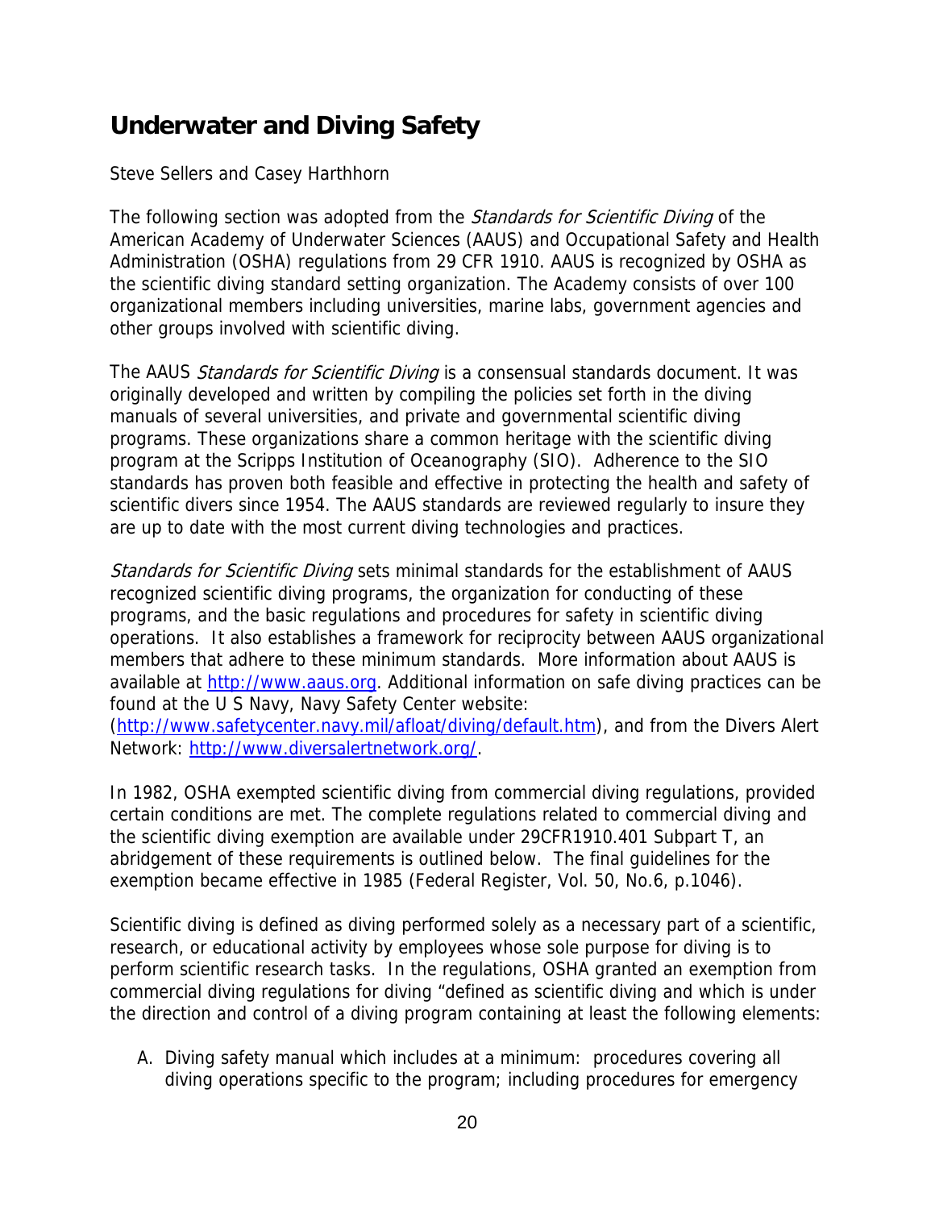## Underwater and Diving Safety

Steve Sellers and Casey Harthhorn

The following section was adopted from the *Standards for Scientific Diving* of the American Academy of Underwater Sciences (AAUS) and Occupational Safety and Health Administration (OSHA) regulations from 29 CFR 1910. AAUS is recognized by OSHA as the scientific diving standard setting organization. The Academy consists of over 100 organizational members including universities, marine labs, government agencies and other groups involved with scientific diving.

The AAUS *Standards for Scientific Diving* is a consensual standards document. It was originally developed and written by compiling the policies set forth in the diving manuals of several universities, and private and governmental scientific diving programs. These organizations share a common heritage with the scientific diving program at the Scripps Institution of Oceanography (SIO). Adherence to the SIO standards has proven both feasible and effective in protecting the health and safety of scientific divers since 1954. The AAUS standards are reviewed regularly to insure they are up to date with the most current diving technologies and practices.

*Standards for Scientific Diving* sets minimal standards for the establishment of AAUS recognized scientific diving programs, the organization for conducting of these programs, and the basic regulations and procedures for safety in scientific diving operations. It also establishes a framework for reciprocity between AAUS organizational members that adhere to these minimum standards. More information about AAUS is available at [http://www.aaus.org](http://www.aaus.org). Additional information on safe diving practices can be found at the U S Navy, Navy Safety Center website: ([http://www.safetycenter.navy.mil/afloat/diving/default.htm](http://www.safetycenter.navy.mil/afloat/diving/default.htm)), and from the Divers Alert Network: [http://www.diversalertnetwork.org/](http://www.diversalertnetwork.org/).

In 1982, OSHA exempted scientific diving from commercial diving regulations, provided certain conditions are met. The complete regulations related to commercial diving and the scientific diving exemption are available under 29CFR1910.401 Subpart T, an abridgement of these requirements is outlined below. The final guidelines for the exemption became effective in 1985 (Federal Register, Vol. 50, No.6, p.1046).

Scientific diving is defined as diving performed solely as a necessary part of a scientific, research, or educational activity by employees whose sole purpose for diving is to perform scientific research tasks. In the regulations, OSHA granted an exemption from commercial diving regulations for diving "defined as scientific diving and which is under the direction and control of a diving program containing at least the following elements:

A. Diving safety manual which includes at a minimum: procedures covering all diving operations specific to the program; including procedures for emergency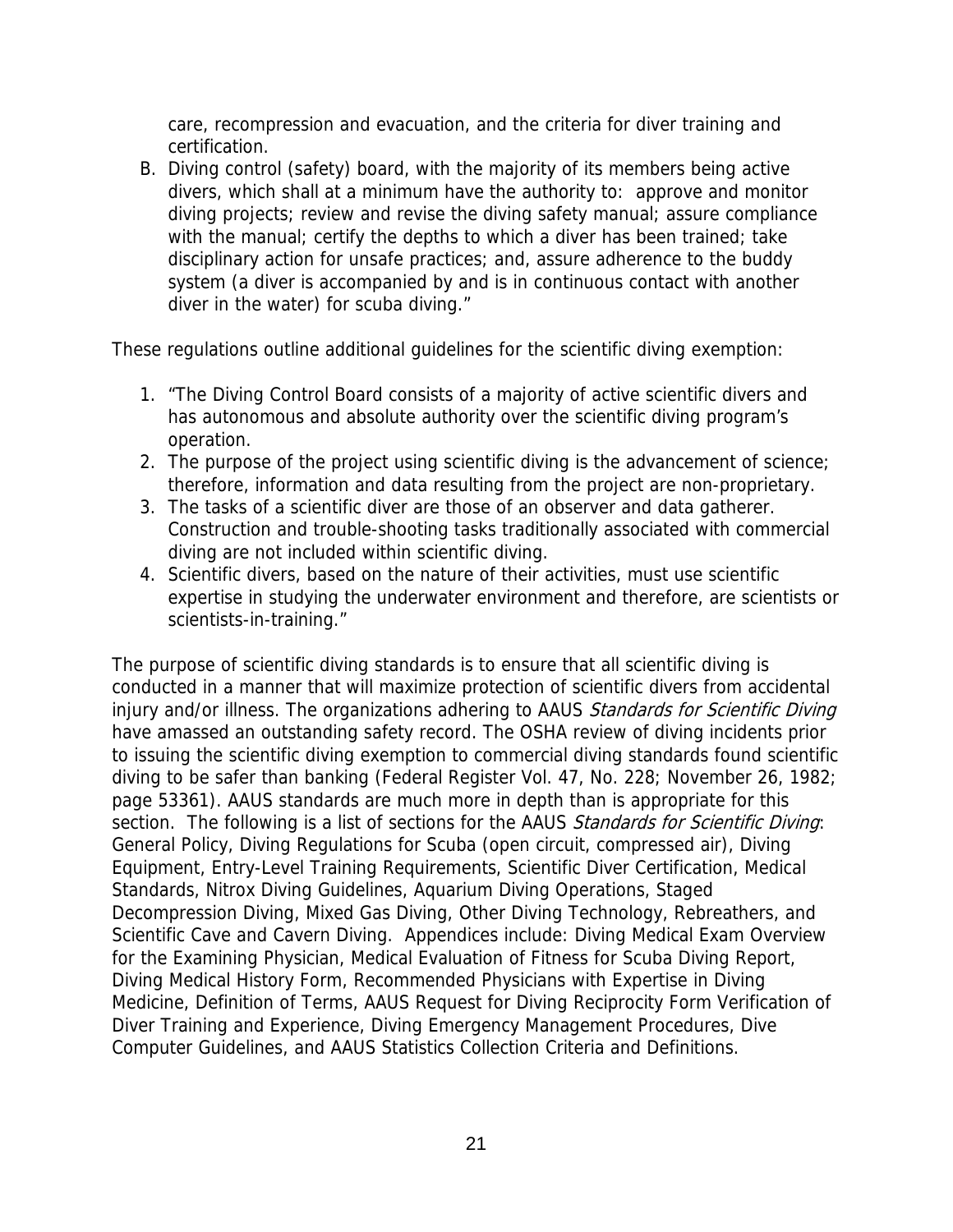care, recompression and evacuation, and the criteria for diver training and certification.

B. Diving control (safety) board, with the majority of its members being active divers, which shall at a minimum have the authority to: approve and monitor diving projects; review and revise the diving safety manual; assure compliance with the manual; certify the depths to which a diver has been trained; take disciplinary action for unsafe practices; and, assure adherence to the buddy system (a diver is accompanied by and is in continuous contact with another diver in the water) for scuba diving."

These regulations outline additional guidelines for the scientific diving exemption:

1. "The Diving Control Board consists of a majority of active scientific divers and has autonomous and absolute authority over the scientific diving program's operation.
2. The purpose of the project using scientific diving is the advancement of science; therefore, information and data resulting from the project are non-proprietary.
3. The tasks of a scientific diver are those of an observer and data gatherer. Construction and trouble-shooting tasks traditionally associated with commercial diving are not included within scientific diving.
4. Scientific divers, based on the nature of their activities, must use scientific expertise in studying the underwater environment and therefore, are scientists or scientists-in-training."

The purpose of scientific diving standards is to ensure that all scientific diving is conducted in a manner that will maximize protection of scientific divers from accidental injury and/or illness. The organizations adhering to AAUS *Standards for Scientific Diving* have amassed an outstanding safety record. The OSHA review of diving incidents prior to issuing the scientific diving exemption to commercial diving standards found scientific diving to be safer than banking (Federal Register Vol. 47, No. 228; November 26, 1982; page 53361). AAUS standards are much more in depth than is appropriate for this section. The following is a list of sections for the AAUS *Standards for Scientific Diving*: General Policy, Diving Regulations for Scuba (open circuit, compressed air), Diving Equipment, Entry-Level Training Requirements, Scientific Diver Certification, Medical Standards, Nitrox Diving Guidelines, Aquarium Diving Operations, Staged Decompression Diving, Mixed Gas Diving, Other Diving Technology, Rebreathers, and Scientific Cave and Cavern Diving. Appendices include: Diving Medical Exam Overview for the Examining Physician, Medical Evaluation of Fitness for Scuba Diving Report, Diving Medical History Form, Recommended Physicians with Expertise in Diving Medicine, Definition of Terms, AAUS Request for Diving Reciprocity Form Verification of Diver Training and Experience, Diving Emergency Management Procedures, Dive Computer Guidelines, and AAUS Statistics Collection Criteria and Definitions.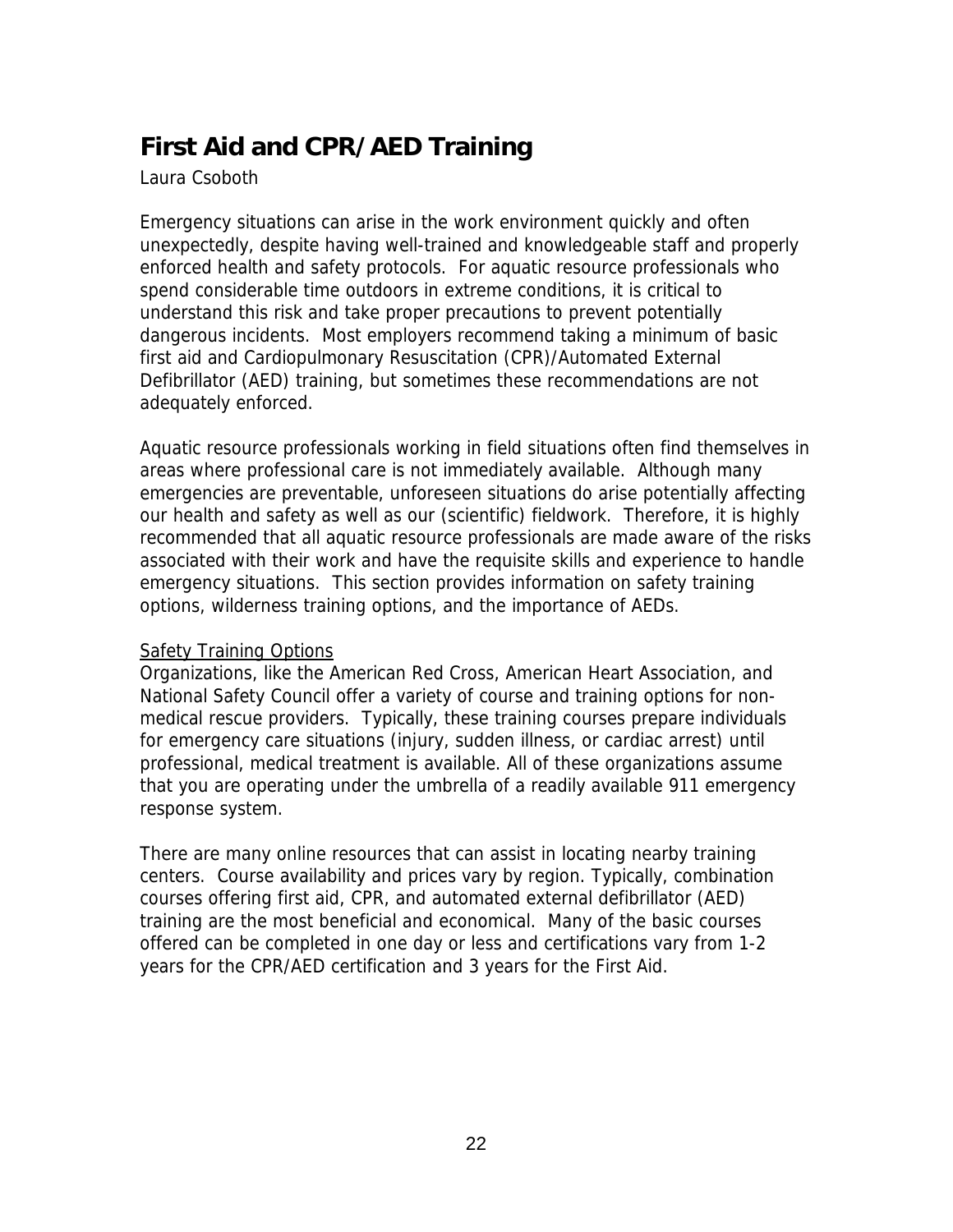## First Aid and CPR/AED Training

Laura Csoboth

Emergency situations can arise in the work environment quickly and often unexpectedly, despite having well-trained and knowledgeable staff and properly enforced health and safety protocols. For aquatic resource professionals who spend considerable time outdoors in extreme conditions, it is critical to understand this risk and take proper precautions to prevent potentially dangerous incidents. Most employers recommend taking a minimum of basic first aid and Cardiopulmonary Resuscitation (CPR)/Automated External Defibrillator (AED) training, but sometimes these recommendations are not adequately enforced.

Aquatic resource professionals working in field situations often find themselves in areas where professional care is not immediately available. Although many emergencies are preventable, unforeseen situations do arise potentially affecting our health and safety as well as our (scientific) fieldwork. Therefore, it is highly recommended that all aquatic resource professionals are made aware of the risks associated with their work and have the requisite skills and experience to handle emergency situations. This section provides information on safety training options, wilderness training options, and the importance of AEDs.

### Safety Training Options

Organizations, like the American Red Cross, American Heart Association, and National Safety Council offer a variety of course and training options for non-medical rescue providers. Typically, these training courses prepare individuals for emergency care situations (injury, sudden illness, or cardiac arrest) until professional, medical treatment is available. All of these organizations assume that you are operating under the umbrella of a readily available 911 emergency response system.

There are many online resources that can assist in locating nearby training centers. Course availability and prices vary by region. Typically, combination courses offering first aid, CPR, and automated external defibrillator (AED) training are the most beneficial and economical. Many of the basic courses offered can be completed in one day or less and certifications vary from 1-2 years for the CPR/AED certification and 3 years for the First Aid.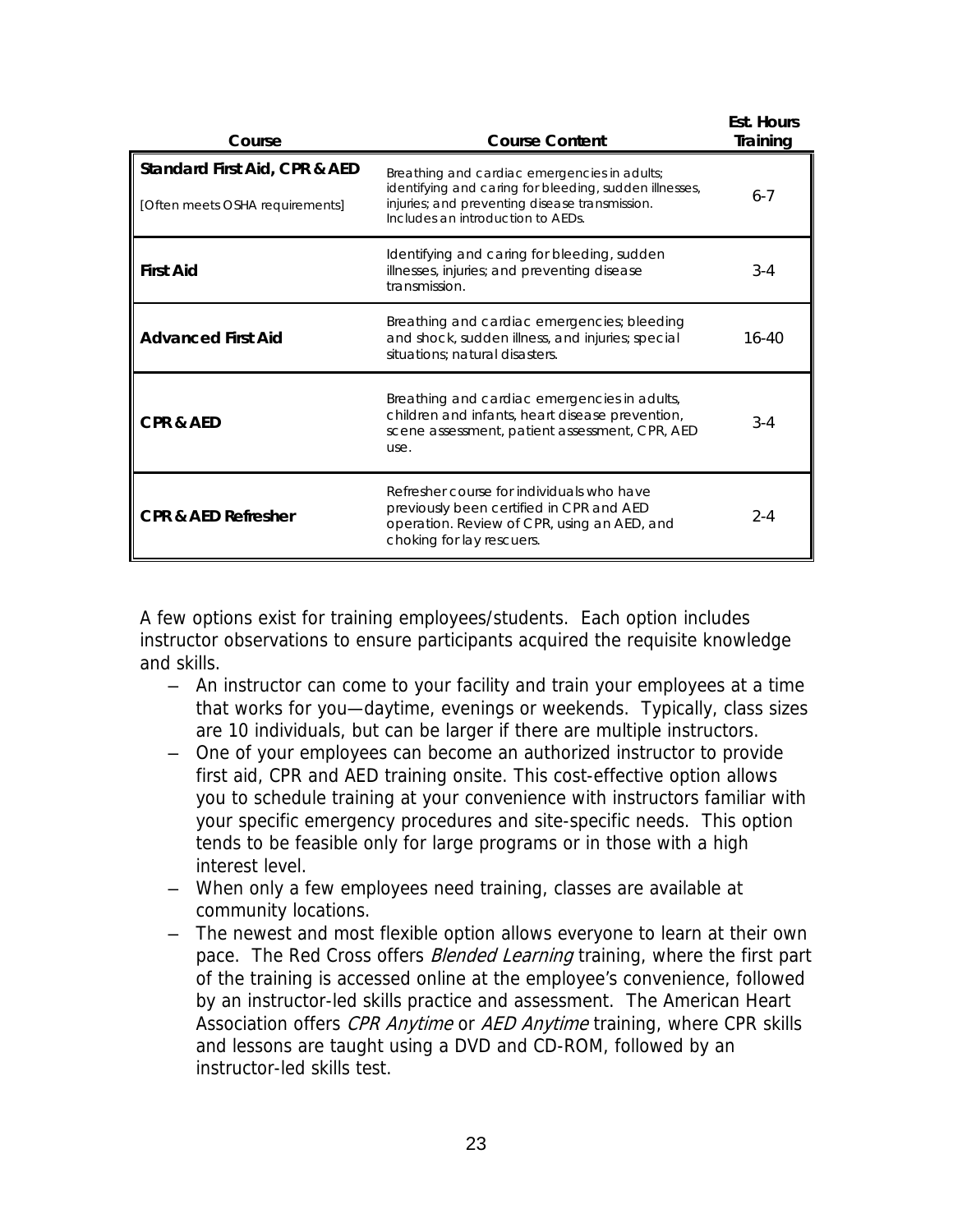| Course | Course Content | Est. Hours Training |
|---|---|---|
| **Standard First Aid, CPR & AED**<br>[Often meets OSHA requirements] | *Breathing and cardiac emergencies in adults; identifying and caring for bleeding, sudden illnesses, injuries; and preventing disease transmission. Includes an introduction to AEDs.* | 6-7 |
| **First Aid** | *Identifying and caring for bleeding, sudden illnesses, injuries; and preventing disease transmission.* | 3-4 |
| **Advanced First Aid** | *Breathing and cardiac emergencies; bleeding and shock, sudden illness, and injuries; special situations; natural disasters.* | 16-40 |
| **CPR & AED** | *Breathing and cardiac emergencies in adults, children and infants, heart disease prevention, scene assessment, patient assessment, CPR, AED use.* | 3-4 |
| **CPR & AED Refresher** | *Refresher course for individuals who have previously been certified in CPR and AED operation. Review of CPR, using an AED, and choking for lay rescuers.* | 2-4 |

A few options exist for training employees/students. Each option includes instructor observations to ensure participants acquired the requisite knowledge and skills.

- An instructor can come to your facility and train your employees at a time that works for you—daytime, evenings or weekends. Typically, class sizes are 10 individuals, but can be larger if there are multiple instructors.
- One of your employees can become an authorized instructor to provide first aid, CPR and AED training onsite. This cost-effective option allows you to schedule training at your convenience with instructors familiar with your specific emergency procedures and site-specific needs. This option tends to be feasible only for large programs or in those with a high interest level.
- When only a few employees need training, classes are available at community locations.
- The newest and most flexible option allows everyone to learn at their own pace. The Red Cross offers *Blended Learning* training, where the first part of the training is accessed online at the employee's convenience, followed by an instructor-led skills practice and assessment. The American Heart Association offers *CPR Anytime* or *AED Anytime* training, where CPR skills and lessons are taught using a DVD and CD-ROM, followed by an instructor-led skills test.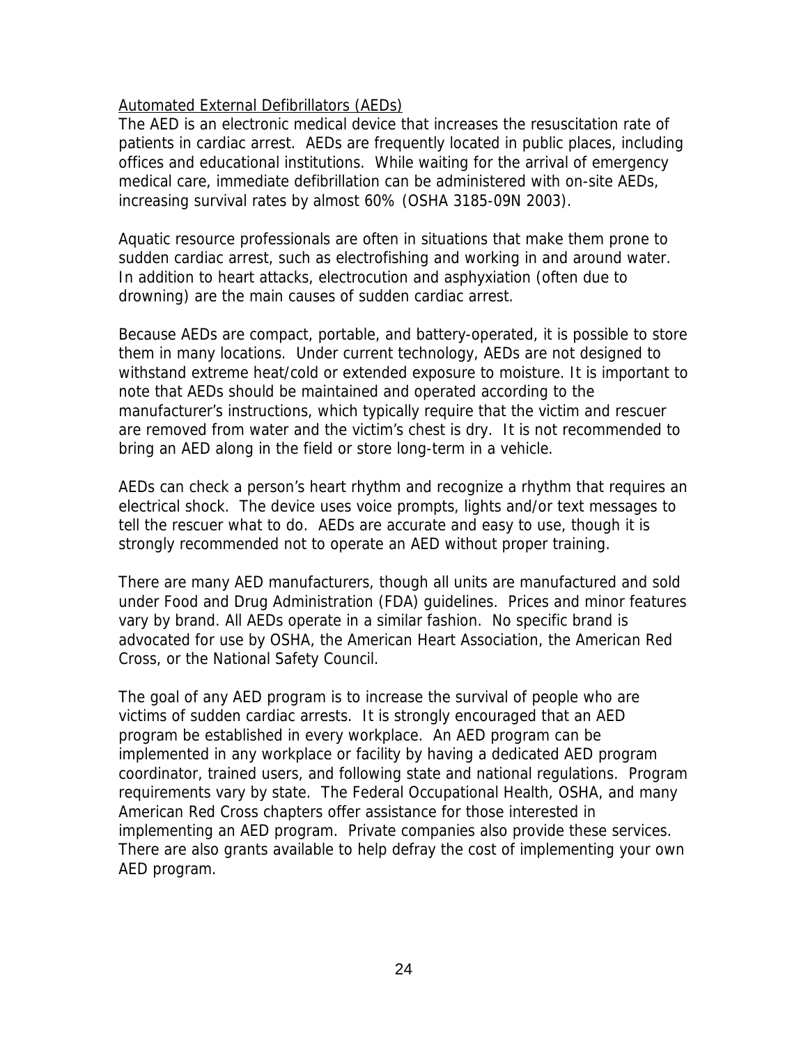## Automated External Defibrillators (AEDs)

The AED is an electronic medical device that increases the resuscitation rate of patients in cardiac arrest. AEDs are frequently located in public places, including offices and educational institutions. While waiting for the arrival of emergency medical care, immediate defibrillation can be administered with on-site AEDs, increasing survival rates by almost 60% (OSHA 3185-09N 2003).

Aquatic resource professionals are often in situations that make them prone to sudden cardiac arrest, such as electrofishing and working in and around water. In addition to heart attacks, electrocution and asphyxiation (often due to drowning) are the main causes of sudden cardiac arrest.

Because AEDs are compact, portable, and battery-operated, it is possible to store them in many locations. Under current technology, AEDs are not designed to withstand extreme heat/cold or extended exposure to moisture. It is important to note that AEDs should be maintained and operated according to the manufacturer's instructions, which typically require that the victim and rescuer are removed from water and the victim's chest is dry. It is not recommended to bring an AED along in the field or store long-term in a vehicle.

AEDs can check a person's heart rhythm and recognize a rhythm that requires an electrical shock. The device uses voice prompts, lights and/or text messages to tell the rescuer what to do. AEDs are accurate and easy to use, though it is strongly recommended not to operate an AED without proper training.

There are many AED manufacturers, though all units are manufactured and sold under Food and Drug Administration (FDA) guidelines. Prices and minor features vary by brand. All AEDs operate in a similar fashion. No specific brand is advocated for use by OSHA, the American Heart Association, the American Red Cross, or the National Safety Council.

The goal of any AED program is to increase the survival of people who are victims of sudden cardiac arrests. It is strongly encouraged that an AED program be established in every workplace. An AED program can be implemented in any workplace or facility by having a dedicated AED program coordinator, trained users, and following state and national regulations. Program requirements vary by state. The Federal Occupational Health, OSHA, and many American Red Cross chapters offer assistance for those interested in implementing an AED program. Private companies also provide these services. There are also grants available to help defray the cost of implementing your own AED program.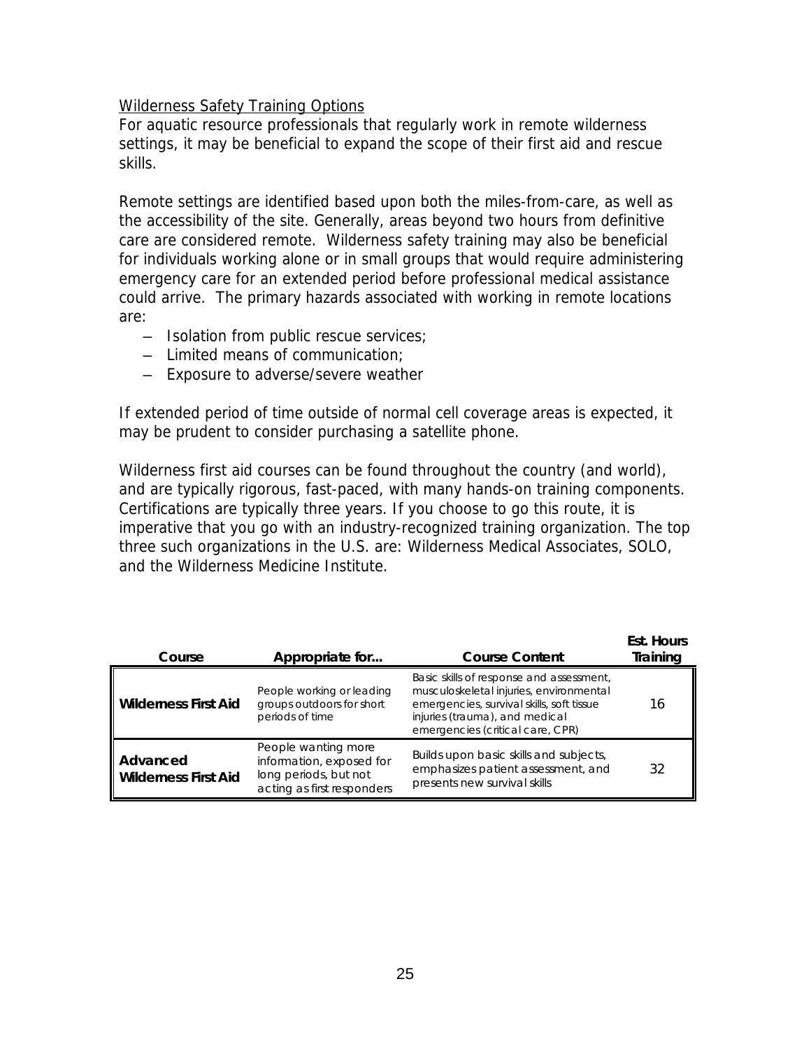Wilderness Safety Training Options

For aquatic resource professionals that regularly work in remote wilderness settings, it may be beneficial to expand the scope of their first aid and rescue skills.

Remote settings are identified based upon both the miles-from-care, as well as the accessibility of the site. Generally, areas beyond two hours from definitive care are considered remote. Wilderness safety training may also be beneficial for individuals working alone or in small groups that would require administering emergency care for an extended period before professional medical assistance could arrive. The primary hazards associated with working in remote locations are:

- Isolation from public rescue services;
- Limited means of communication;
- Exposure to adverse/severe weather

If extended period of time outside of normal cell coverage areas is expected, it may be prudent to consider purchasing a satellite phone.

Wilderness first aid courses can be found throughout the country (and world), and are typically rigorous, fast-paced, with many hands-on training components. Certifications are typically three years. If you choose to go this route, it is imperative that you go with an industry-recognized training organization. The top three such organizations in the U.S. are: Wilderness Medical Associates, SOLO, and the Wilderness Medicine Institute.

| Course | Appropriate for... | Course Content | Est. Hours Training |
|---|---|---|---|
| **Wilderness First Aid** | People working or leading groups outdoors for short periods of time | Basic skills of response and assessment, musculoskeletal injuries, environmental emergencies, survival skills, soft tissue injuries (trauma), and medical emergencies (critical care, CPR) | 16 |
| **Advanced Wilderness First Aid** | People wanting more information, exposed for long periods, but not acting as first responders | Builds upon basic skills and subjects, emphasizes patient assessment, and presents new survival skills | 32 |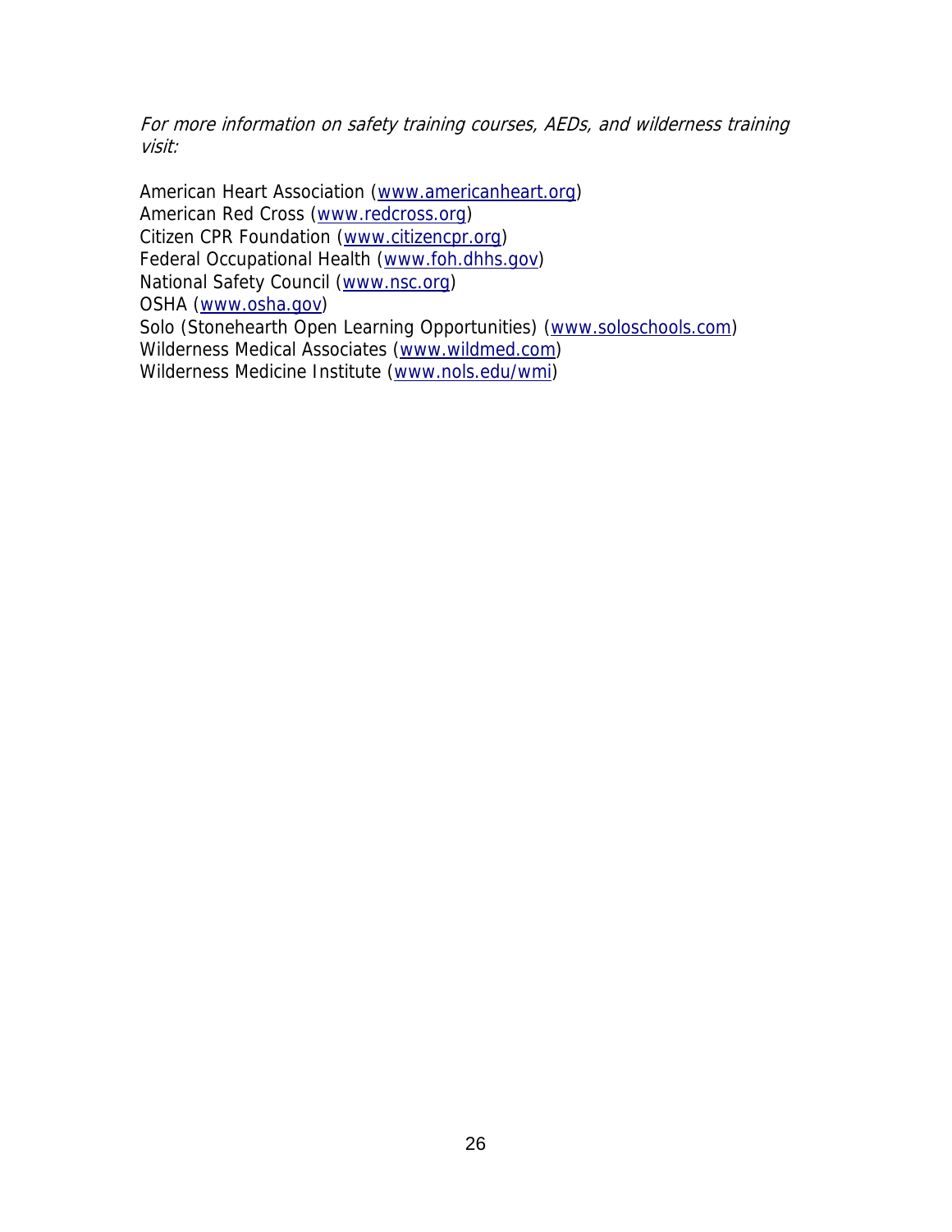*For more information on safety training courses, AEDs, and wilderness training visit:*

American Heart Association (www.americanheart.org)
American Red Cross (www.redcross.org)
Citizen CPR Foundation (www.citizencpr.org)
Federal Occupational Health (www.foh.dhhs.gov)
National Safety Council (www.nsc.org)
OSHA (www.osha.gov)
Solo (Stonehearth Open Learning Opportunities) (www.soloschools.com)
Wilderness Medical Associates (www.wildmed.com)
Wilderness Medicine Institute (www.nols.edu/wmi)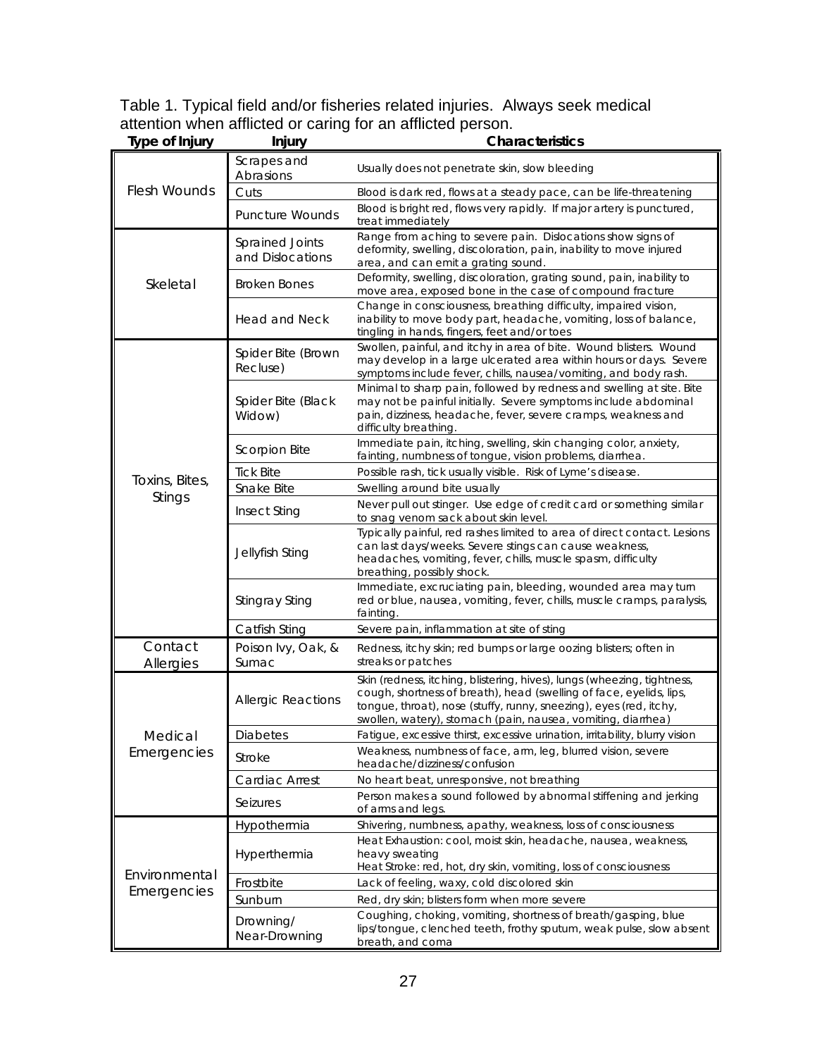Table 1. Typical field and/or fisheries related injuries. Always seek medical attention when afflicted or caring for an afflicted person.

| Type of Injury | Injury | Characteristics |
|---|---|---|
| Flesh Wounds | Scrapes and Abrasions | Usually does not penetrate skin, slow bleeding |
| | Cuts | Blood is dark red, flows at a steady pace, can be life-threatening |
| | Puncture Wounds | Blood is bright red, flows very rapidly. If major artery is punctured, treat immediately |
| Skeletal | Sprained Joints and Dislocations | Range from aching to severe pain. Dislocations show signs of deformity, swelling, discoloration, pain, inability to move injured area, and can emit a grating sound. |
| | Broken Bones | Deformity, swelling, discoloration, grating sound, pain, inability to move area, exposed bone in the case of compound fracture |
| | Head and Neck | Change in consciousness, breathing difficulty, impaired vision, inability to move body part, headache, vomiting, loss of balance, tingling in hands, fingers, feet and/or toes |
| Toxins, Bites, Stings | Spider Bite (Brown Recluse) | Swollen, painful, and itchy in area of bite. Wound blisters. Wound may develop in a large ulcerated area within hours or days. Severe symptoms include fever, chills, nausea/vomiting, and body rash. |
| | Spider Bite (Black Widow) | Minimal to sharp pain, followed by redness and swelling at site. Bite may not be painful initially. Severe symptoms include abdominal pain, dizziness, headache, fever, severe cramps, weakness and difficulty breathing. |
| | Scorpion Bite | Immediate pain, itching, swelling, skin changing color, anxiety, fainting, numbness of tongue, vision problems, diarrhea. |
| | Tick Bite | Possible rash, tick usually visible. Risk of Lyme's disease. |
| | Snake Bite | Swelling around bite usually |
| | Insect Sting | Never pull out stinger. Use edge of credit card or something similar to snag venom sack about skin level. |
| | Jellyfish Sting | Typically painful, red rashes limited to area of direct contact. Lesions can last days/weeks. Severe stings can cause weakness, headaches, vomiting, fever, chills, muscle spasm, difficulty breathing, possibly shock. |
| | Stingray Sting | Immediate, excruciating pain, bleeding, wounded area may turn red or blue, nausea, vomiting, fever, chills, muscle cramps, paralysis, fainting. |
| | Catfish Sting | Severe pain, inflammation at site of sting |
| Contact Allergies | Poison Ivy, Oak, & Sumac | Redness, itchy skin; red bumps or large oozing blisters; often in streaks or patches |
| Medical Emergencies | Allergic Reactions | Skin (redness, itching, blistering, hives), lungs (wheezing, tightness, cough, shortness of breath), head (swelling of face, eyelids, lips, tongue, throat), nose (stuffy, runny, sneezing), eyes (red, itchy, swollen, watery), stomach (pain, nausea, vomiting, diarrhea) |
| | Diabetes | Fatigue, excessive thirst, excessive urination, irritability, blurry vision |
| | Stroke | Weakness, numbness of face, arm, leg, blurred vision, severe headache/dizziness/confusion |
| | Cardiac Arrest | No heart beat, unresponsive, not breathing |
| | Seizures | Person makes a sound followed by abnormal stiffening and jerking of arms and legs. |
| Environmental Emergencies | Hypothermia | Shivering, numbness, apathy, weakness, loss of consciousness |
| | Hyperthermia | Heat Exhaustion: cool, moist skin, headache, nausea, weakness, heavy sweating<br>Heat Stroke: red, hot, dry skin, vomiting, loss of consciousness |
| | Frostbite | Lack of feeling, waxy, cold discolored skin |
| | Sunburn | Red, dry skin; blisters form when more severe |
| | Drowning/ Near-Drowning | Coughing, choking, vomiting, shortness of breath/gasping, blue lips/tongue, clenched teeth, frothy sputum, weak pulse, slow absent breath, and coma |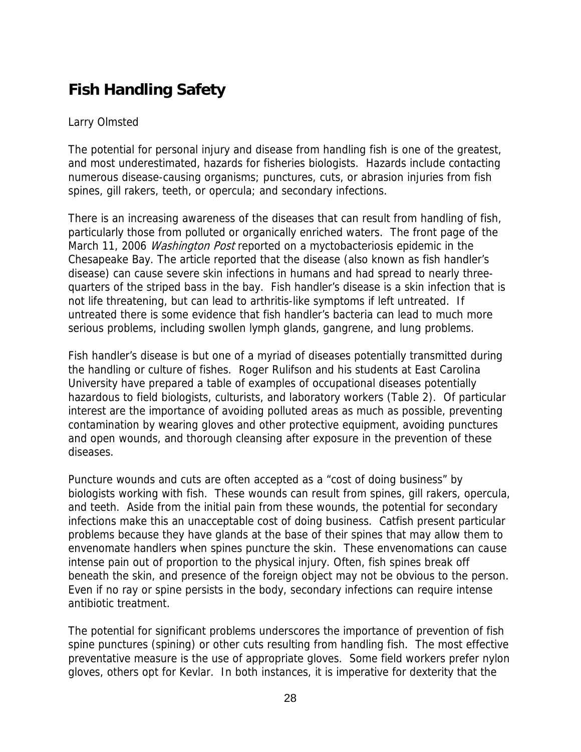## Fish Handling Safety

Larry Olmsted

The potential for personal injury and disease from handling fish is one of the greatest, and most underestimated, hazards for fisheries biologists. Hazards include contacting numerous disease-causing organisms; punctures, cuts, or abrasion injuries from fish spines, gill rakers, teeth, or opercula; and secondary infections.

There is an increasing awareness of the diseases that can result from handling of fish, particularly those from polluted or organically enriched waters. The front page of the March 11, 2006 *Washington Post* reported on a myctobacteriosis epidemic in the Chesapeake Bay. The article reported that the disease (also known as fish handler's disease) can cause severe skin infections in humans and had spread to nearly three-quarters of the striped bass in the bay. Fish handler's disease is a skin infection that is not life threatening, but can lead to arthritis-like symptoms if left untreated. If untreated there is some evidence that fish handler's bacteria can lead to much more serious problems, including swollen lymph glands, gangrene, and lung problems.

Fish handler's disease is but one of a myriad of diseases potentially transmitted during the handling or culture of fishes. Roger Rulifson and his students at East Carolina University have prepared a table of examples of occupational diseases potentially hazardous to field biologists, culturists, and laboratory workers (Table 2). Of particular interest are the importance of avoiding polluted areas as much as possible, preventing contamination by wearing gloves and other protective equipment, avoiding punctures and open wounds, and thorough cleansing after exposure in the prevention of these diseases.

Puncture wounds and cuts are often accepted as a "cost of doing business" by biologists working with fish. These wounds can result from spines, gill rakers, opercula, and teeth. Aside from the initial pain from these wounds, the potential for secondary infections make this an unacceptable cost of doing business. Catfish present particular problems because they have glands at the base of their spines that may allow them to envenomate handlers when spines puncture the skin. These envenomations can cause intense pain out of proportion to the physical injury. Often, fish spines break off beneath the skin, and presence of the foreign object may not be obvious to the person. Even if no ray or spine persists in the body, secondary infections can require intense antibiotic treatment.

The potential for significant problems underscores the importance of prevention of fish spine punctures (spining) or other cuts resulting from handling fish. The most effective preventative measure is the use of appropriate gloves. Some field workers prefer nylon gloves, others opt for Kevlar. In both instances, it is imperative for dexterity that the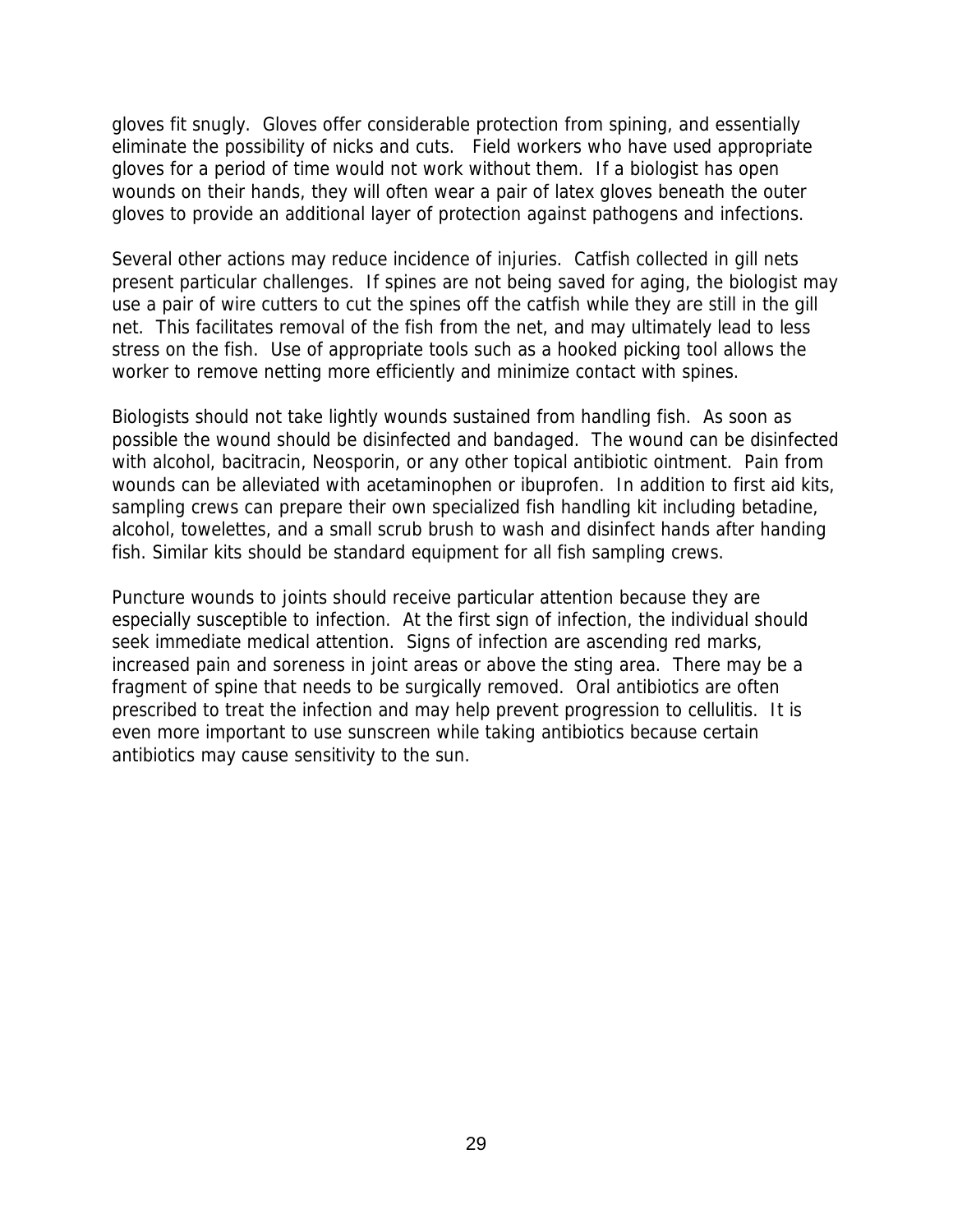gloves fit snugly. Gloves offer considerable protection from spining, and essentially eliminate the possibility of nicks and cuts. Field workers who have used appropriate gloves for a period of time would not work without them. If a biologist has open wounds on their hands, they will often wear a pair of latex gloves beneath the outer gloves to provide an additional layer of protection against pathogens and infections.

Several other actions may reduce incidence of injuries. Catfish collected in gill nets present particular challenges. If spines are not being saved for aging, the biologist may use a pair of wire cutters to cut the spines off the catfish while they are still in the gill net. This facilitates removal of the fish from the net, and may ultimately lead to less stress on the fish. Use of appropriate tools such as a hooked picking tool allows the worker to remove netting more efficiently and minimize contact with spines.

Biologists should not take lightly wounds sustained from handling fish. As soon as possible the wound should be disinfected and bandaged. The wound can be disinfected with alcohol, bacitracin, Neosporin, or any other topical antibiotic ointment. Pain from wounds can be alleviated with acetaminophen or ibuprofen. In addition to first aid kits, sampling crews can prepare their own specialized fish handling kit including betadine, alcohol, towelettes, and a small scrub brush to wash and disinfect hands after handing fish. Similar kits should be standard equipment for all fish sampling crews.

Puncture wounds to joints should receive particular attention because they are especially susceptible to infection. At the first sign of infection, the individual should seek immediate medical attention. Signs of infection are ascending red marks, increased pain and soreness in joint areas or above the sting area. There may be a fragment of spine that needs to be surgically removed. Oral antibiotics are often prescribed to treat the infection and may help prevent progression to cellulitis. It is even more important to use sunscreen while taking antibiotics because certain antibiotics may cause sensitivity to the sun.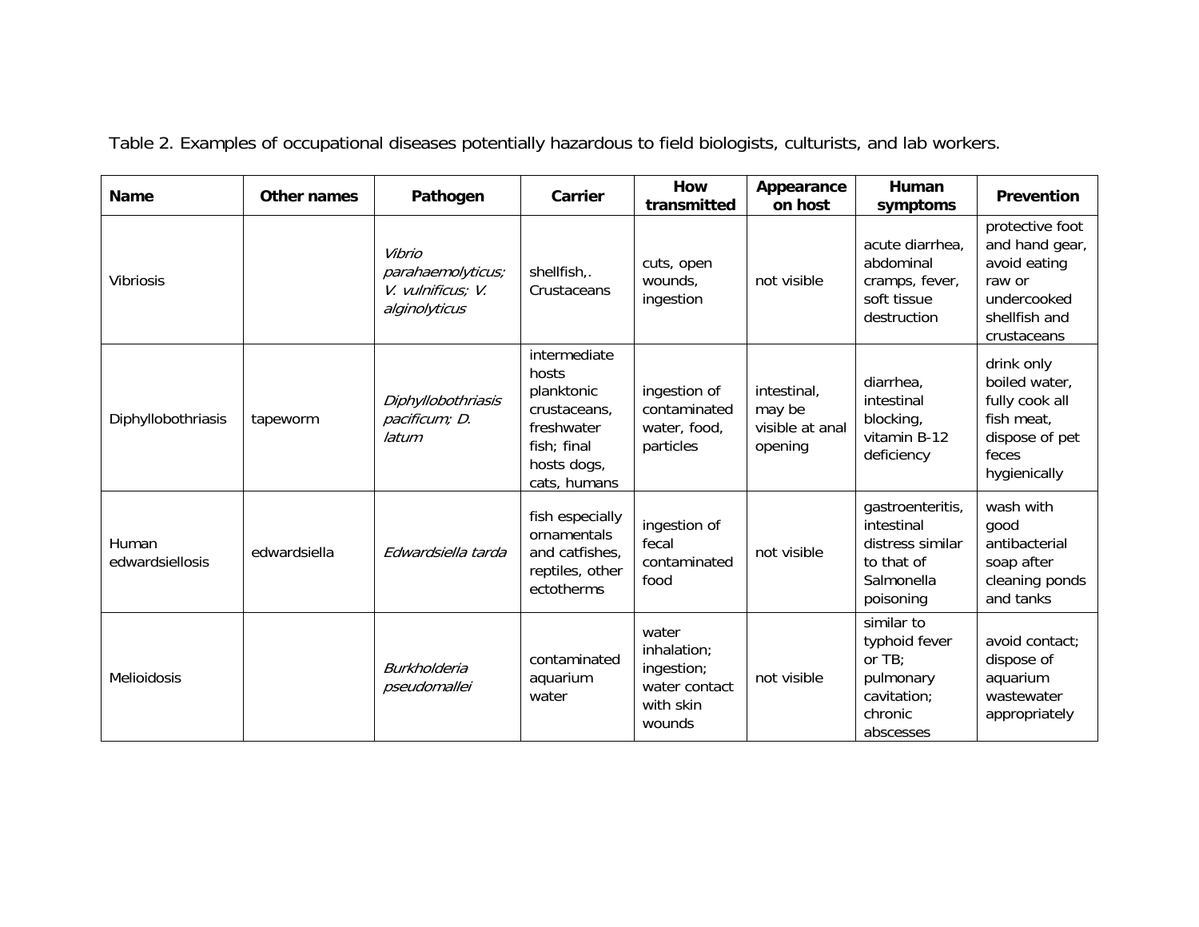Table 2. Examples of occupational diseases potentially hazardous to field biologists, culturists, and lab workers.

| Name | Other names | Pathogen | Carrier | How transmitted | Appearance on host | Human symptoms | Prevention |
|---|---|---|---|---|---|---|---|
| Vibriosis | | *Vibrio parahaemolyticus; V. vulnificus; V. alginolyticus* | shellfish,. Crustaceans | cuts, open wounds, ingestion | not visible | acute diarrhea, abdominal cramps, fever, soft tissue destruction | protective foot and hand gear, avoid eating raw or undercooked shellfish and crustaceans |
| Diphyllobothriasis | tapeworm | *Diphyllobothriasis pacificum; D. latum* | intermediate hosts planktonic crustaceans, freshwater fish; final hosts dogs, cats, humans | ingestion of contaminated water, food, particles | intestinal, may be visible at anal opening | diarrhea, intestinal blocking, vitamin B-12 deficiency | drink only boiled water, fully cook all fish meat, dispose of pet feces hygienically |
| Human edwardsiellosis | edwardsiella | *Edwardsiella tarda* | fish especially ornamentals and catfishes, reptiles, other ectotherms | ingestion of fecal contaminated food | not visible | gastroenteritis, intestinal distress similar to that of Salmonella poisoning | wash with good antibacterial soap after cleaning ponds and tanks |
| Melioidosis | | *Burkholderia pseudomallei* | contaminated aquarium water | water inhalation; ingestion; water contact with skin wounds | not visible | similar to typhoid fever or TB; pulmonary cavitation; chronic abscesses | avoid contact; dispose of aquarium wastewater appropriately |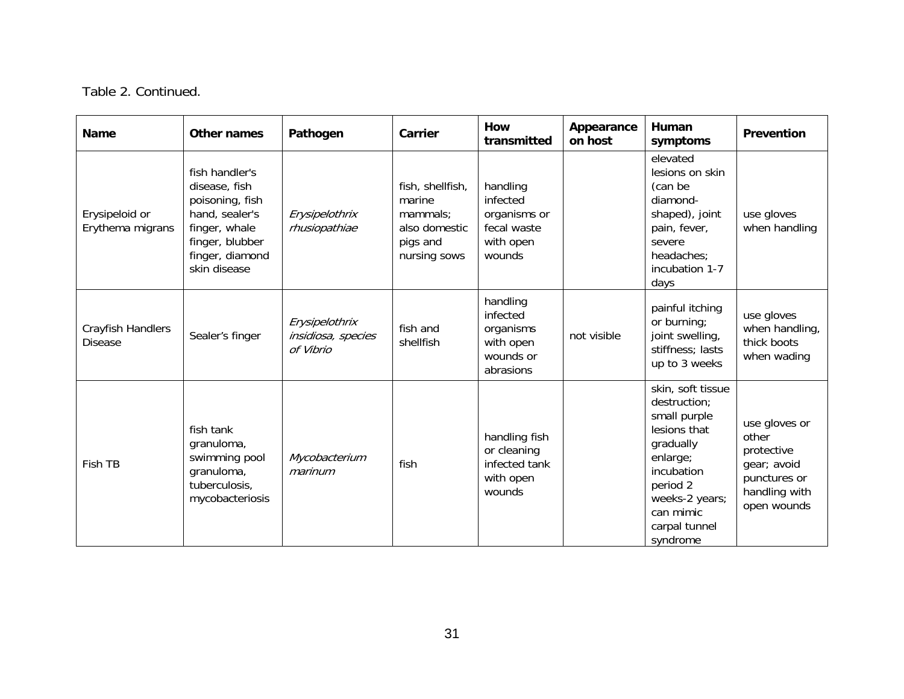Table 2. Continued.

| Name | Other names | Pathogen | Carrier | How transmitted | Appearance on host | Human symptoms | Prevention |
|---|---|---|---|---|---|---|---|
| Erysipeloid or Erythema migrans | fish handler's disease, fish poisoning, fish hand, sealer's finger, whale finger, blubber finger, diamond skin disease | *Erysipelothrix rhusiopathiae* | fish, shellfish, marine mammals; also domestic pigs and nursing sows | handling infected organisms or fecal waste with open wounds | | elevated lesions on skin (can be diamond-shaped), joint pain, fever, severe headaches; incubation 1-7 days | use gloves when handling |
| Crayfish Handlers Disease | Sealer's finger | *Erysipelothrix insidiosa, species of Vibrio* | fish and shellfish | handling infected organisms with open wounds or abrasions | not visible | painful itching or burning; joint swelling, stiffness; lasts up to 3 weeks | use gloves when handling, thick boots when wading |
| Fish TB | fish tank granuloma, swimming pool granuloma, tuberculosis, mycobacteriosis | *Mycobacterium marinum* | fish | handling fish or cleaning infected tank with open wounds | | skin, soft tissue destruction; small purple lesions that gradually enlarge; incubation period 2 weeks-2 years; can mimic carpal tunnel syndrome | use gloves or other protective gear; avoid punctures or handling with open wounds |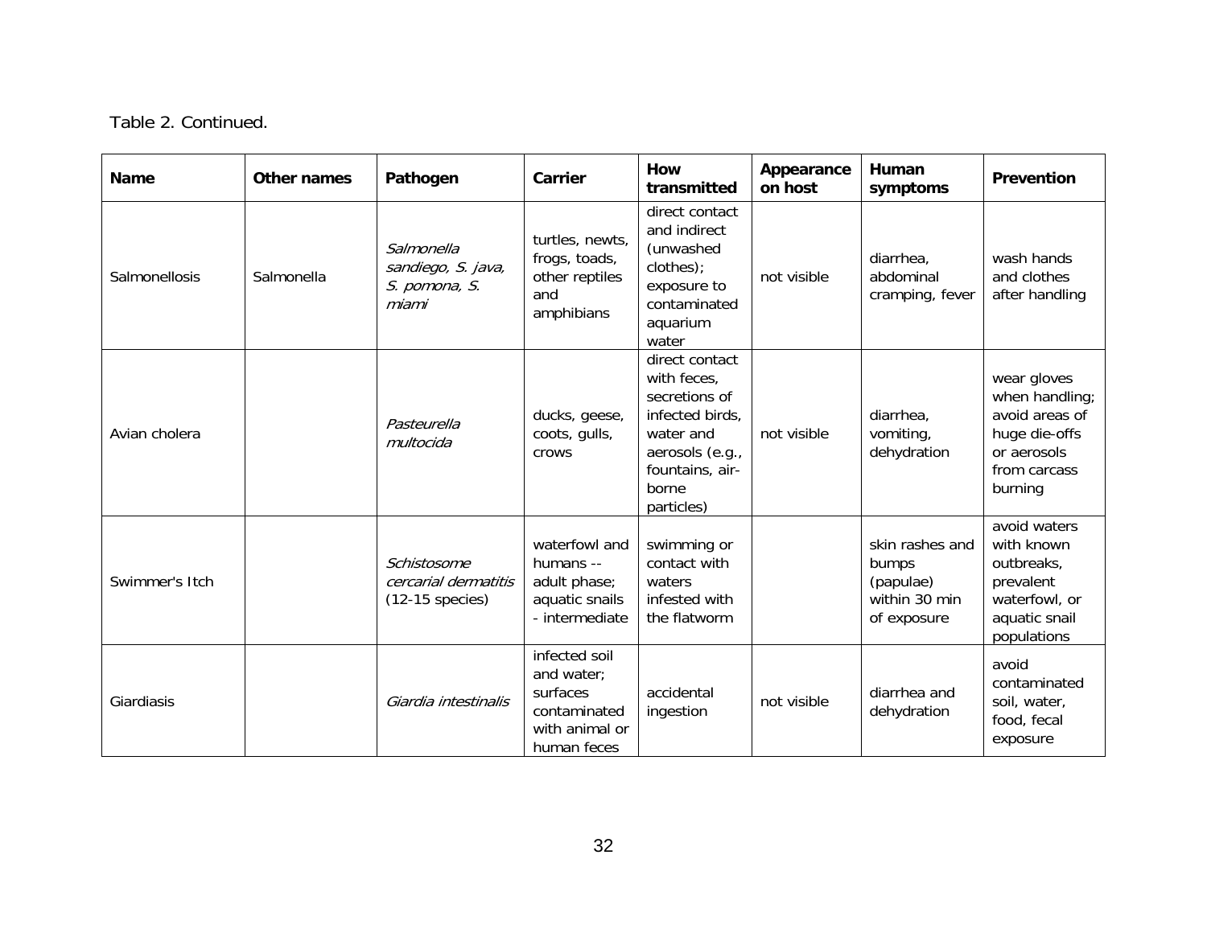Table 2. Continued.

| Name | Other names | Pathogen | Carrier | How transmitted | Appearance on host | Human symptoms | Prevention |
|---|---|---|---|---|---|---|---|
| Salmonellosis | Salmonella | *Salmonella sandiego, S. java, S. pomona, S. miami* | turtles, newts, frogs, toads, other reptiles and amphibians | direct contact and indirect (unwashed clothes); exposure to contaminated aquarium water | not visible | diarrhea, abdominal cramping, fever | wash hands and clothes after handling |
| Avian cholera | | *Pasteurella multocida* | ducks, geese, coots, gulls, crows | direct contact with feces, secretions of infected birds, water and aerosols (e.g., fountains, air-borne particles) | not visible | diarrhea, vomiting, dehydration | wear gloves when handling; avoid areas of huge die-offs or aerosols from carcass burning |
| Swimmer's Itch | | *Schistosome cercarial dermatitis* (12-15 species) | waterfowl and humans -- adult phase; aquatic snails - intermediate | swimming or contact with waters infested with the flatworm | | skin rashes and bumps (papulae) within 30 min of exposure | avoid waters with known outbreaks, prevalent waterfowl, or aquatic snail populations |
| Giardiasis | | *Giardia intestinalis* | infected soil and water; surfaces contaminated with animal or human feces | accidental ingestion | not visible | diarrhea and dehydration | avoid contaminated soil, water, food, fecal exposure |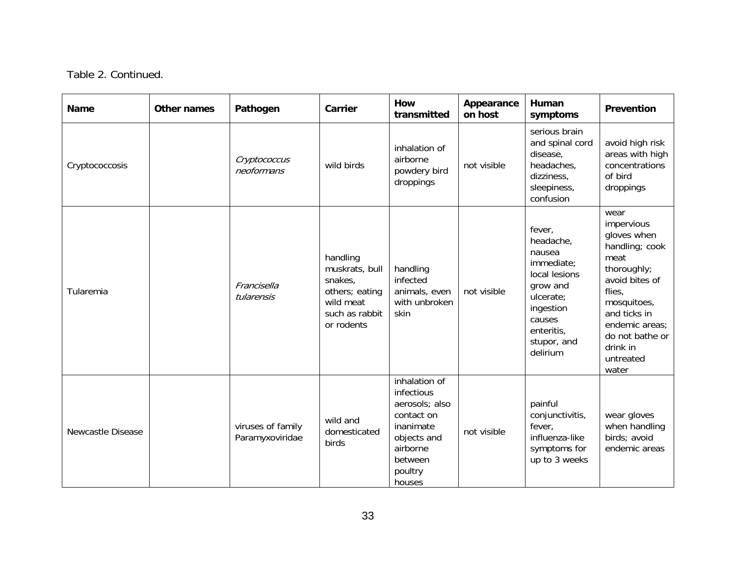Table 2. Continued.

| Name | Other names | Pathogen | Carrier | How transmitted | Appearance on host | Human symptoms | Prevention |
|---|---|---|---|---|---|---|---|
| Cryptococcosis | | *Cryptococcus neoformans* | wild birds | inhalation of airborne powdery bird droppings | not visible | serious brain and spinal cord disease, headaches, dizziness, sleepiness, confusion | avoid high risk areas with high concentrations of bird droppings |
| Tularemia | | *Francisella tularensis* | handling muskrats, bull snakes, others; eating wild meat such as rabbit or rodents | handling infected animals, even with unbroken skin | not visible | fever, headache, nausea immediate; local lesions grow and ulcerate; ingestion causes enteritis, stupor, and delirium | wear impervious gloves when handling; cook meat thoroughly; avoid bites of flies, mosquitoes, and ticks in endemic areas; do not bathe or drink in untreated water |
| Newcastle Disease | | viruses of family Paramyxoviridae | wild and domesticated birds | inhalation of infectious aerosols; also contact on inanimate objects and airborne between poultry houses | not visible | painful conjunctivitis, fever, influenza-like symptoms for up to 3 weeks | wear gloves when handling birds; avoid endemic areas |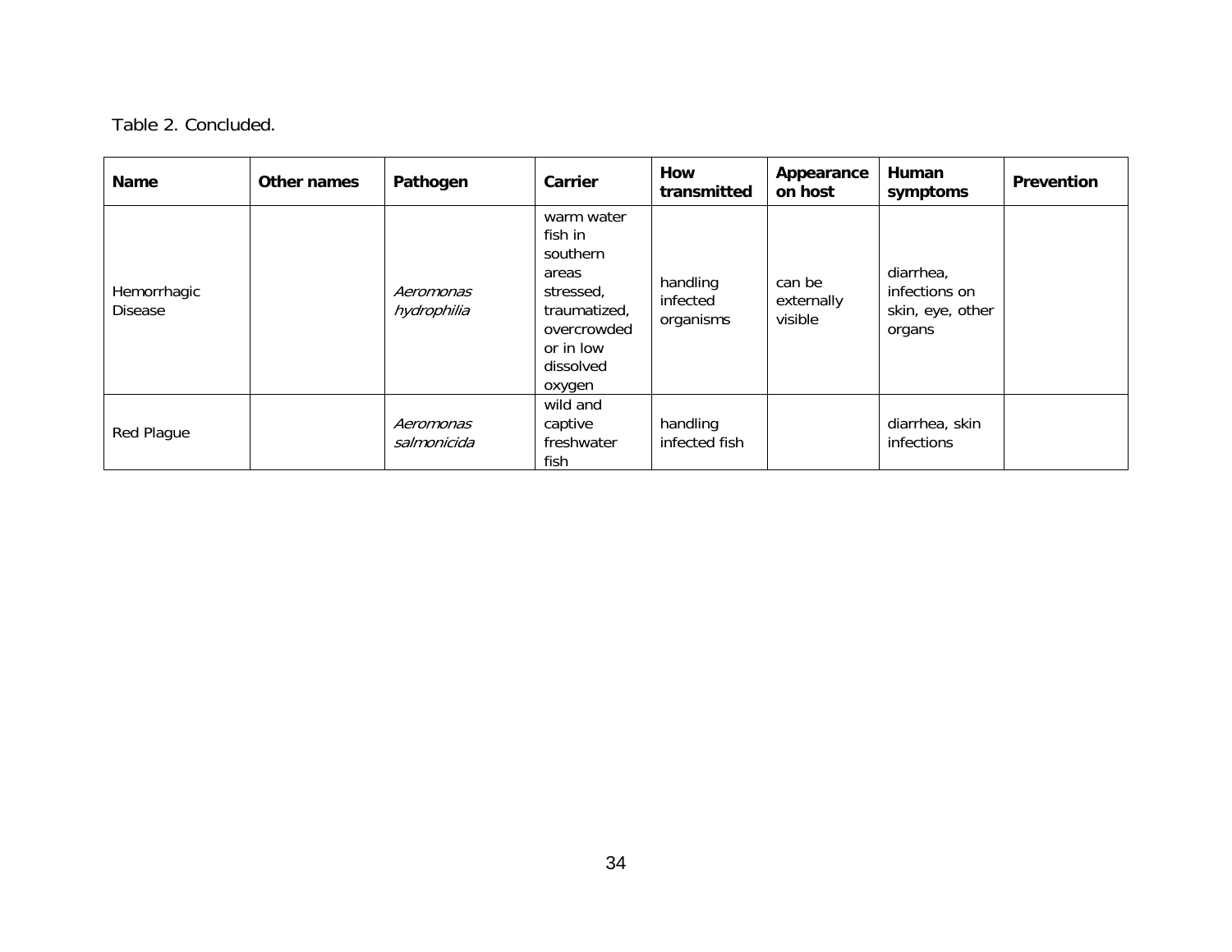Table 2. Concluded.

| Name | Other names | Pathogen | Carrier | How transmitted | Appearance on host | Human symptoms | Prevention |
|---|---|---|---|---|---|---|---|
| Hemorrhagic Disease | | *Aeromonas hydrophilia* | warm water fish in southern areas stressed, traumatized, overcrowded or in low dissolved oxygen | handling infected organisms | can be externally visible | diarrhea, infections on skin, eye, other organs | |
| Red Plague | | *Aeromonas salmonicida* | wild and captive freshwater fish | handling infected fish | | diarrhea, skin infections | |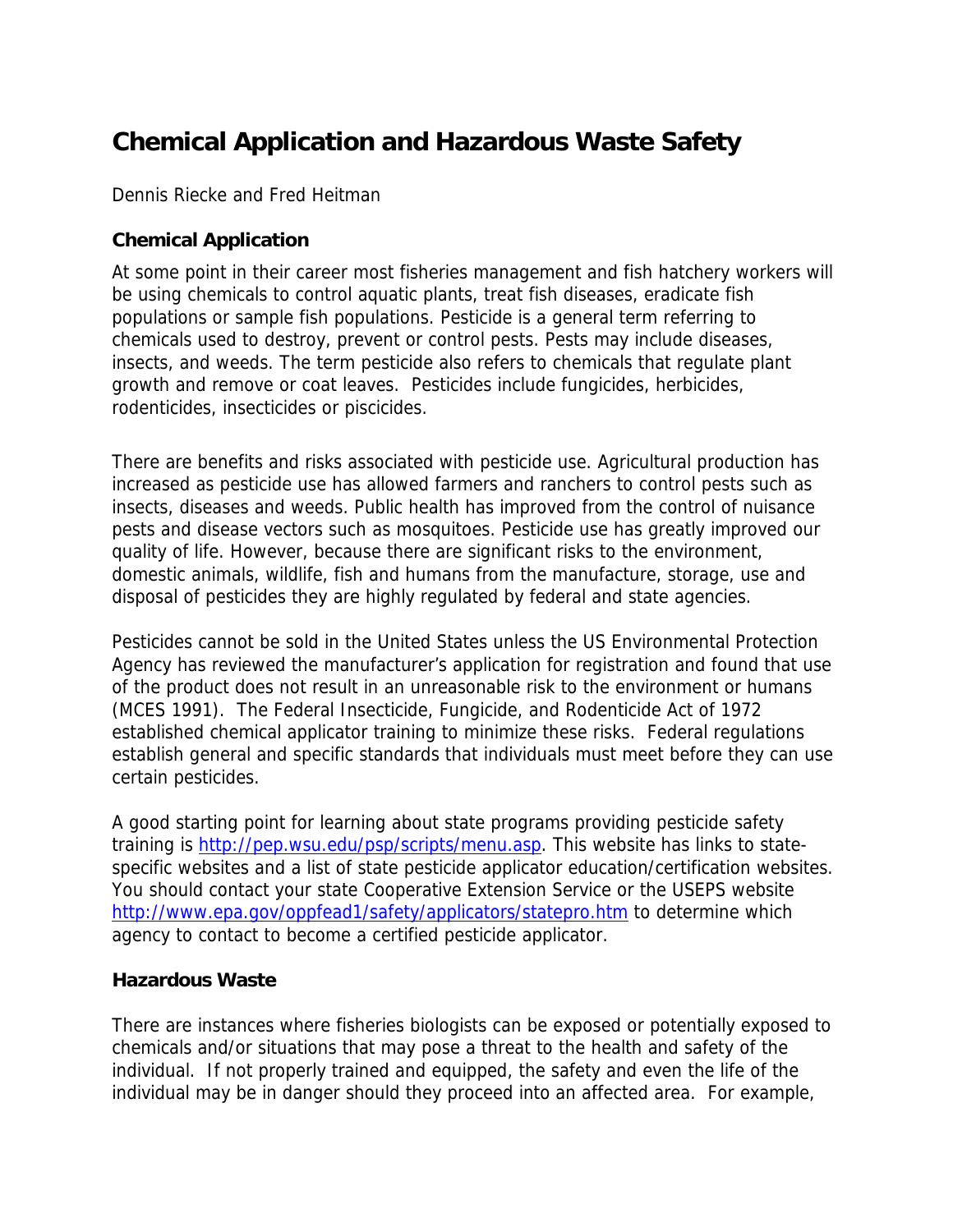# Chemical Application and Hazardous Waste Safety

Dennis Riecke and Fred Heitman

### Chemical Application

At some point in their career most fisheries management and fish hatchery workers will be using chemicals to control aquatic plants, treat fish diseases, eradicate fish populations or sample fish populations. Pesticide is a general term referring to chemicals used to destroy, prevent or control pests. Pests may include diseases, insects, and weeds. The term pesticide also refers to chemicals that regulate plant growth and remove or coat leaves. Pesticides include fungicides, herbicides, rodenticides, insecticides or piscicides.

There are benefits and risks associated with pesticide use. Agricultural production has increased as pesticide use has allowed farmers and ranchers to control pests such as insects, diseases and weeds. Public health has improved from the control of nuisance pests and disease vectors such as mosquitoes. Pesticide use has greatly improved our quality of life. However, because there are significant risks to the environment, domestic animals, wildlife, fish and humans from the manufacture, storage, use and disposal of pesticides they are highly regulated by federal and state agencies.

Pesticides cannot be sold in the United States unless the US Environmental Protection Agency has reviewed the manufacturer's application for registration and found that use of the product does not result in an unreasonable risk to the environment or humans (MCES 1991). The Federal Insecticide, Fungicide, and Rodenticide Act of 1972 established chemical applicator training to minimize these risks. Federal regulations establish general and specific standards that individuals must meet before they can use certain pesticides.

A good starting point for learning about state programs providing pesticide safety training is http://pep.wsu.edu/psp/scripts/menu.asp. This website has links to state-specific websites and a list of state pesticide applicator education/certification websites. You should contact your state Cooperative Extension Service or the USEPS website http://www.epa.gov/oppfead1/safety/applicators/statepro.htm to determine which agency to contact to become a certified pesticide applicator.

### Hazardous Waste

There are instances where fisheries biologists can be exposed or potentially exposed to chemicals and/or situations that may pose a threat to the health and safety of the individual. If not properly trained and equipped, the safety and even the life of the individual may be in danger should they proceed into an affected area. For example,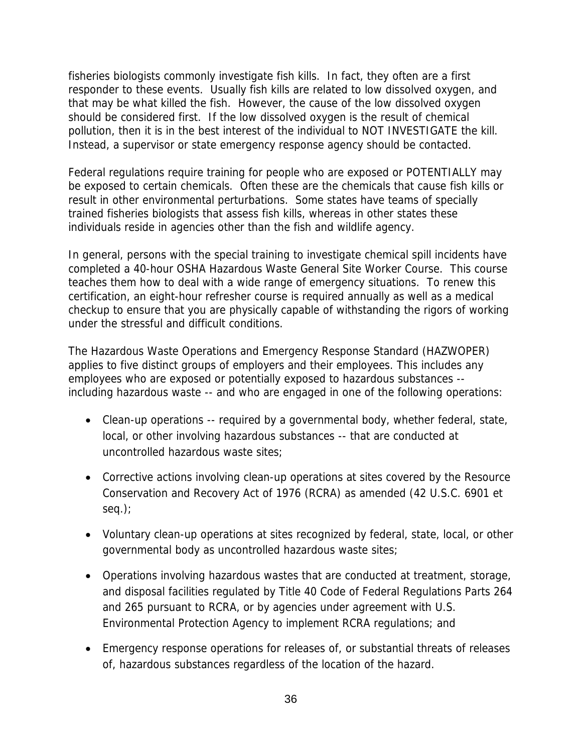fisheries biologists commonly investigate fish kills. In fact, they often are a first responder to these events. Usually fish kills are related to low dissolved oxygen, and that may be what killed the fish. However, the cause of the low dissolved oxygen should be considered first. If the low dissolved oxygen is the result of chemical pollution, then it is in the best interest of the individual to NOT INVESTIGATE the kill. Instead, a supervisor or state emergency response agency should be contacted.

Federal regulations require training for people who are exposed or POTENTIALLY may be exposed to certain chemicals. Often these are the chemicals that cause fish kills or result in other environmental perturbations. Some states have teams of specially trained fisheries biologists that assess fish kills, whereas in other states these individuals reside in agencies other than the fish and wildlife agency.

In general, persons with the special training to investigate chemical spill incidents have completed a 40-hour OSHA Hazardous Waste General Site Worker Course. This course teaches them how to deal with a wide range of emergency situations. To renew this certification, an eight-hour refresher course is required annually as well as a medical checkup to ensure that you are physically capable of withstanding the rigors of working under the stressful and difficult conditions.

The Hazardous Waste Operations and Emergency Response Standard (HAZWOPER) applies to five distinct groups of employers and their employees. This includes any employees who are exposed or potentially exposed to hazardous substances -- including hazardous waste -- and who are engaged in one of the following operations:

- Clean-up operations -- required by a governmental body, whether federal, state, local, or other involving hazardous substances -- that are conducted at uncontrolled hazardous waste sites;
- Corrective actions involving clean-up operations at sites covered by the Resource Conservation and Recovery Act of 1976 (RCRA) as amended (42 U.S.C. 6901 et seq.);
- Voluntary clean-up operations at sites recognized by federal, state, local, or other governmental body as uncontrolled hazardous waste sites;
- Operations involving hazardous wastes that are conducted at treatment, storage, and disposal facilities regulated by Title 40 Code of Federal Regulations Parts 264 and 265 pursuant to RCRA, or by agencies under agreement with U.S. Environmental Protection Agency to implement RCRA regulations; and
- Emergency response operations for releases of, or substantial threats of releases of, hazardous substances regardless of the location of the hazard.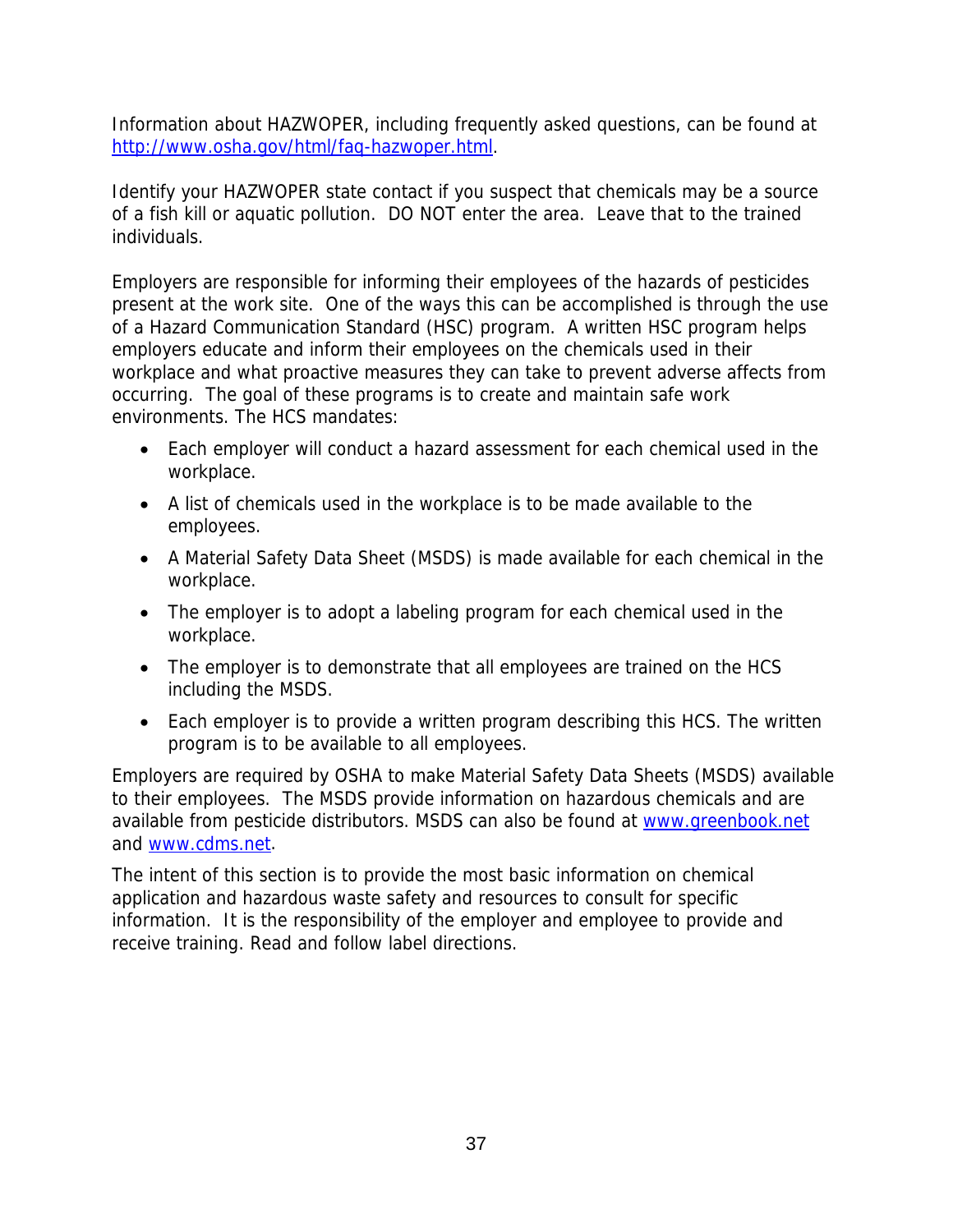Information about HAZWOPER, including frequently asked questions, can be found at http://www.osha.gov/html/faq-hazwoper.html.

Identify your HAZWOPER state contact if you suspect that chemicals may be a source of a fish kill or aquatic pollution. DO NOT enter the area. Leave that to the trained individuals.

Employers are responsible for informing their employees of the hazards of pesticides present at the work site. One of the ways this can be accomplished is through the use of a Hazard Communication Standard (HSC) program. A written HSC program helps employers educate and inform their employees on the chemicals used in their workplace and what proactive measures they can take to prevent adverse affects from occurring. The goal of these programs is to create and maintain safe work environments. The HCS mandates:

- Each employer will conduct a hazard assessment for each chemical used in the workplace.
- A list of chemicals used in the workplace is to be made available to the employees.
- A Material Safety Data Sheet (MSDS) is made available for each chemical in the workplace.
- The employer is to adopt a labeling program for each chemical used in the workplace.
- The employer is to demonstrate that all employees are trained on the HCS including the MSDS.
- Each employer is to provide a written program describing this HCS. The written program is to be available to all employees.

Employers are required by OSHA to make Material Safety Data Sheets (MSDS) available to their employees. The MSDS provide information on hazardous chemicals and are available from pesticide distributors. MSDS can also be found at www.greenbook.net and www.cdms.net.

The intent of this section is to provide the most basic information on chemical application and hazardous waste safety and resources to consult for specific information. It is the responsibility of the employer and employee to provide and receive training. Read and follow label directions.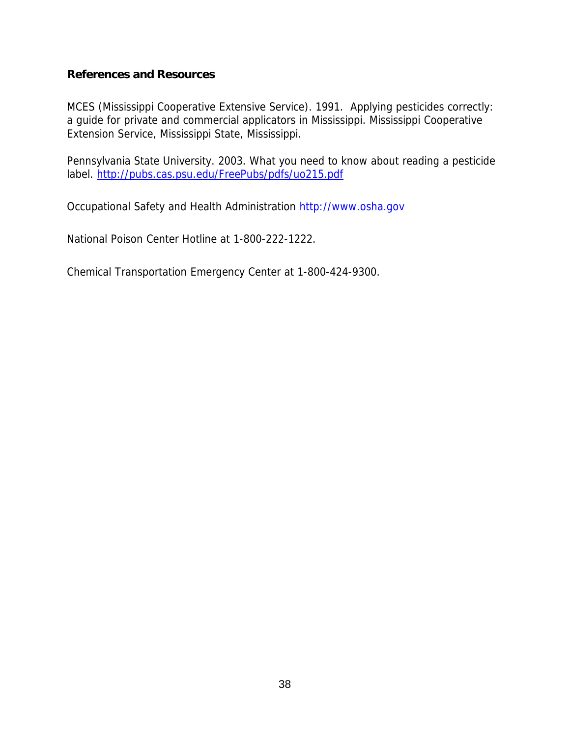### References and Resources

MCES (Mississippi Cooperative Extensive Service). 1991. Applying pesticides correctly: a guide for private and commercial applicators in Mississippi. Mississippi Cooperative Extension Service, Mississippi State, Mississippi.

Pennsylvania State University. 2003. What you need to know about reading a pesticide label. http://pubs.cas.psu.edu/FreePubs/pdfs/uo215.pdf

Occupational Safety and Health Administration http://www.osha.gov

National Poison Center Hotline at 1-800-222-1222.

Chemical Transportation Emergency Center at 1-800-424-9300.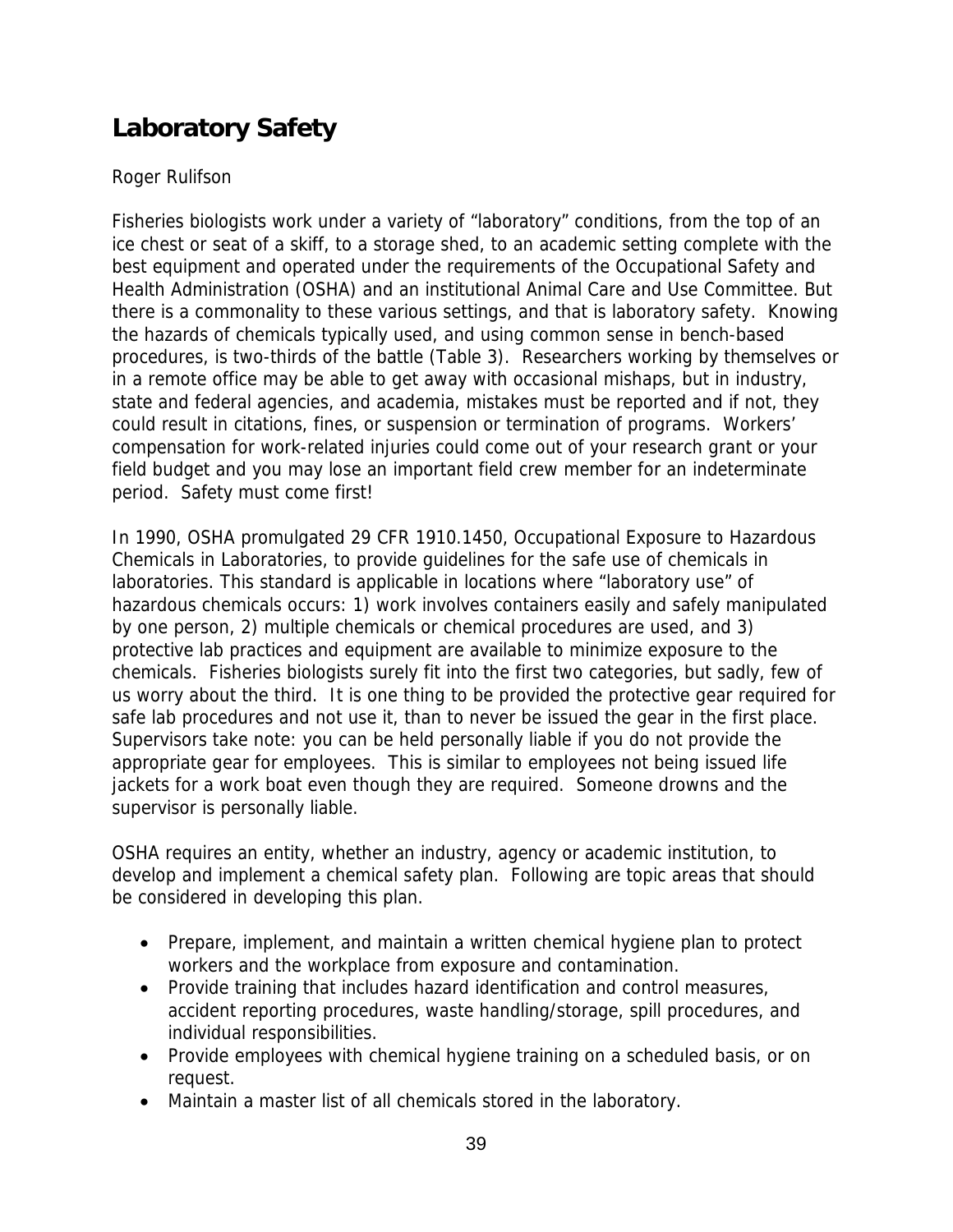## Laboratory Safety

Roger Rulifson

Fisheries biologists work under a variety of "laboratory" conditions, from the top of an ice chest or seat of a skiff, to a storage shed, to an academic setting complete with the best equipment and operated under the requirements of the Occupational Safety and Health Administration (OSHA) and an institutional Animal Care and Use Committee. But there is a commonality to these various settings, and that is laboratory safety. Knowing the hazards of chemicals typically used, and using common sense in bench-based procedures, is two-thirds of the battle (Table 3). Researchers working by themselves or in a remote office may be able to get away with occasional mishaps, but in industry, state and federal agencies, and academia, mistakes must be reported and if not, they could result in citations, fines, or suspension or termination of programs. Workers' compensation for work-related injuries could come out of your research grant or your field budget and you may lose an important field crew member for an indeterminate period. Safety must come first!

In 1990, OSHA promulgated 29 CFR 1910.1450, Occupational Exposure to Hazardous Chemicals in Laboratories, to provide guidelines for the safe use of chemicals in laboratories. This standard is applicable in locations where "laboratory use" of hazardous chemicals occurs: 1) work involves containers easily and safely manipulated by one person, 2) multiple chemicals or chemical procedures are used, and 3) protective lab practices and equipment are available to minimize exposure to the chemicals. Fisheries biologists surely fit into the first two categories, but sadly, few of us worry about the third. It is one thing to be provided the protective gear required for safe lab procedures and not use it, than to never be issued the gear in the first place. Supervisors take note: you can be held personally liable if you do not provide the appropriate gear for employees. This is similar to employees not being issued life jackets for a work boat even though they are required. Someone drowns and the supervisor is personally liable.

OSHA requires an entity, whether an industry, agency or academic institution, to develop and implement a chemical safety plan. Following are topic areas that should be considered in developing this plan.

- Prepare, implement, and maintain a written chemical hygiene plan to protect workers and the workplace from exposure and contamination.
- Provide training that includes hazard identification and control measures, accident reporting procedures, waste handling/storage, spill procedures, and individual responsibilities.
- Provide employees with chemical hygiene training on a scheduled basis, or on request.
- Maintain a master list of all chemicals stored in the laboratory.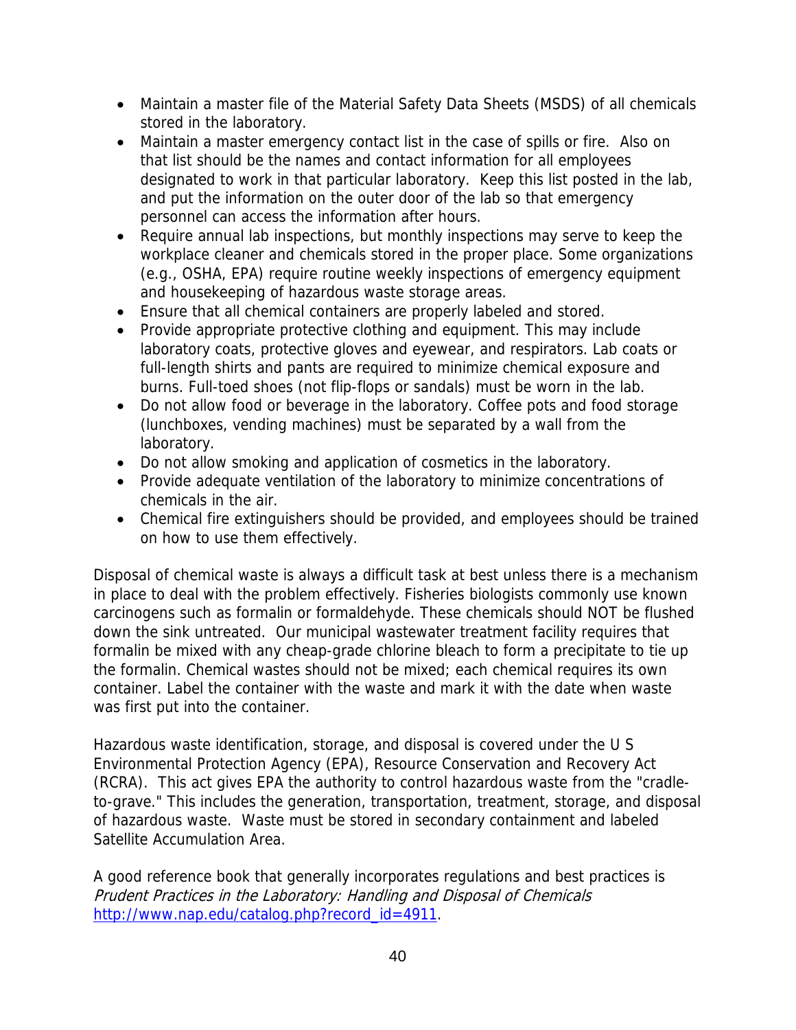- Maintain a master file of the Material Safety Data Sheets (MSDS) of all chemicals stored in the laboratory.
- Maintain a master emergency contact list in the case of spills or fire. Also on that list should be the names and contact information for all employees designated to work in that particular laboratory. Keep this list posted in the lab, and put the information on the outer door of the lab so that emergency personnel can access the information after hours.
- Require annual lab inspections, but monthly inspections may serve to keep the workplace cleaner and chemicals stored in the proper place. Some organizations (e.g., OSHA, EPA) require routine weekly inspections of emergency equipment and housekeeping of hazardous waste storage areas.
- Ensure that all chemical containers are properly labeled and stored.
- Provide appropriate protective clothing and equipment. This may include laboratory coats, protective gloves and eyewear, and respirators. Lab coats or full-length shirts and pants are required to minimize chemical exposure and burns. Full-toed shoes (not flip-flops or sandals) must be worn in the lab.
- Do not allow food or beverage in the laboratory. Coffee pots and food storage (lunchboxes, vending machines) must be separated by a wall from the laboratory.
- Do not allow smoking and application of cosmetics in the laboratory.
- Provide adequate ventilation of the laboratory to minimize concentrations of chemicals in the air.
- Chemical fire extinguishers should be provided, and employees should be trained on how to use them effectively.

Disposal of chemical waste is always a difficult task at best unless there is a mechanism in place to deal with the problem effectively. Fisheries biologists commonly use known carcinogens such as formalin or formaldehyde. These chemicals should NOT be flushed down the sink untreated. Our municipal wastewater treatment facility requires that formalin be mixed with any cheap-grade chlorine bleach to form a precipitate to tie up the formalin. Chemical wastes should not be mixed; each chemical requires its own container. Label the container with the waste and mark it with the date when waste was first put into the container.

Hazardous waste identification, storage, and disposal is covered under the U S Environmental Protection Agency (EPA), Resource Conservation and Recovery Act (RCRA). This act gives EPA the authority to control hazardous waste from the "cradle-to-grave." This includes the generation, transportation, treatment, storage, and disposal of hazardous waste. Waste must be stored in secondary containment and labeled Satellite Accumulation Area.

A good reference book that generally incorporates regulations and best practices is *Prudent Practices in the Laboratory: Handling and Disposal of Chemicals* [http://www.nap.edu/catalog.php?record_id=4911](http://www.nap.edu/catalog.php?record_id=4911).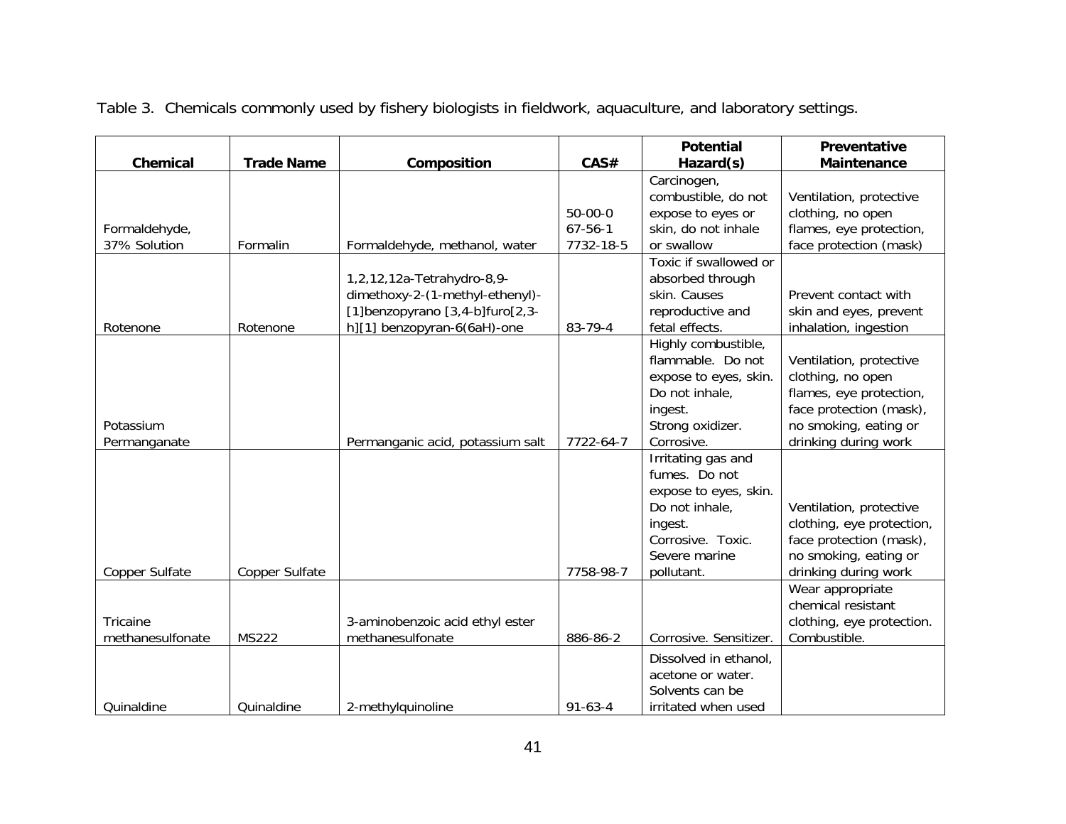Table 3. Chemicals commonly used by fishery biologists in fieldwork, aquaculture, and laboratory settings.

| Chemical | Trade Name | Composition | CAS# | Potential Hazard(s) | Preventative Maintenance |
|---|---|---|---|---|---|
| Formaldehyde, 37% Solution | Formalin | Formaldehyde, methanol, water | 50-00-0 67-56-1 7732-18-5 | Carcinogen, combustible, do not expose to eyes or skin, do not inhale or swallow | Ventilation, protective clothing, no open flames, eye protection, face protection (mask) |
| Rotenone | Rotenone | 1,2,12,12a-Tetrahydro-8,9-dimethoxy-2-(1-methyl-ethenyl)-[1]benzopyrano [3,4-b]furo[2,3-h][1] benzopyran-6(6aH)-one | 83-79-4 | Toxic if swallowed or absorbed through skin. Causes reproductive and fetal effects. | Prevent contact with skin and eyes, prevent inhalation, ingestion |
| Potassium Permanganate | | Permanganic acid, potassium salt | 7722-64-7 | Highly combustible, flammable. Do not expose to eyes, skin. Do not inhale, ingest. Strong oxidizer. Corrosive. | Ventilation, protective clothing, no open flames, eye protection, face protection (mask), no smoking, eating or drinking during work |
| Copper Sulfate | Copper Sulfate | | 7758-98-7 | Irritating gas and fumes. Do not expose to eyes, skin. Do not inhale, ingest. Corrosive. Toxic. Severe marine pollutant. | Ventilation, protective clothing, eye protection, face protection (mask), no smoking, eating or drinking during work |
| Tricaine methanesulfonate | MS222 | 3-aminobenzoic acid ethyl ester methanesulfonate | 886-86-2 | Corrosive. Sensitizer. | Wear appropriate chemical resistant clothing, eye protection. Combustible. |
| Quinaldine | Quinaldine | 2-methylquinoline | 91-63-4 | Dissolved in ethanol, acetone or water. Solvents can be irritated when used | |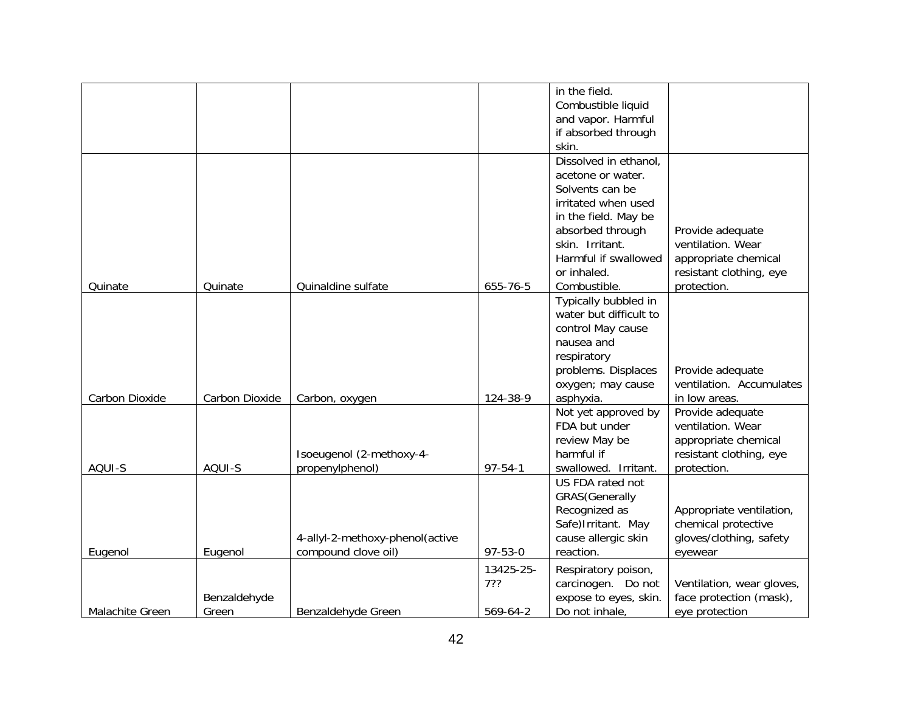|  |  |  |  |  |  |
|---|---|---|---|---|---|
|  |  |  |  | in the field. Combustible liquid and vapor. Harmful if absorbed through skin. |  |
| Quinate | Quinate | Quinaldine sulfate | 655-76-5 | Dissolved in ethanol, acetone or water. Solvents can be irritated when used in the field. May be absorbed through skin. Irritant. Harmful if swallowed or inhaled. Combustible. | Provide adequate ventilation. Wear appropriate chemical resistant clothing, eye protection. |
| Carbon Dioxide | Carbon Dioxide | Carbon, oxygen | 124-38-9 | Typically bubbled in water but difficult to control May cause nausea and respiratory problems. Displaces oxygen; may cause asphyxia. | Provide adequate ventilation. Accumulates in low areas. |
| AQUI-S | AQUI-S | Isoeugenol (2-methoxy-4-propenylphenol) | 97-54-1 | Not yet approved by FDA but under review May be harmful if swallowed. Irritant. | Provide adequate ventilation. Wear appropriate chemical resistant clothing, eye protection. |
| Eugenol | Eugenol | 4-allyl-2-methoxy-phenol(active compound clove oil) | 97-53-0 | US FDA rated not GRAS(Generally Recognized as Safe)Irritant. May cause allergic skin reaction. | Appropriate ventilation, chemical protective gloves/clothing, safety eyewear |
| Malachite Green | Benzaldehyde Green | Benzaldehyde Green | 13425-25-7?? 569-64-2 | Respiratory poison, carcinogen. Do not expose to eyes, skin. Do not inhale, | Ventilation, wear gloves, face protection (mask), eye protection |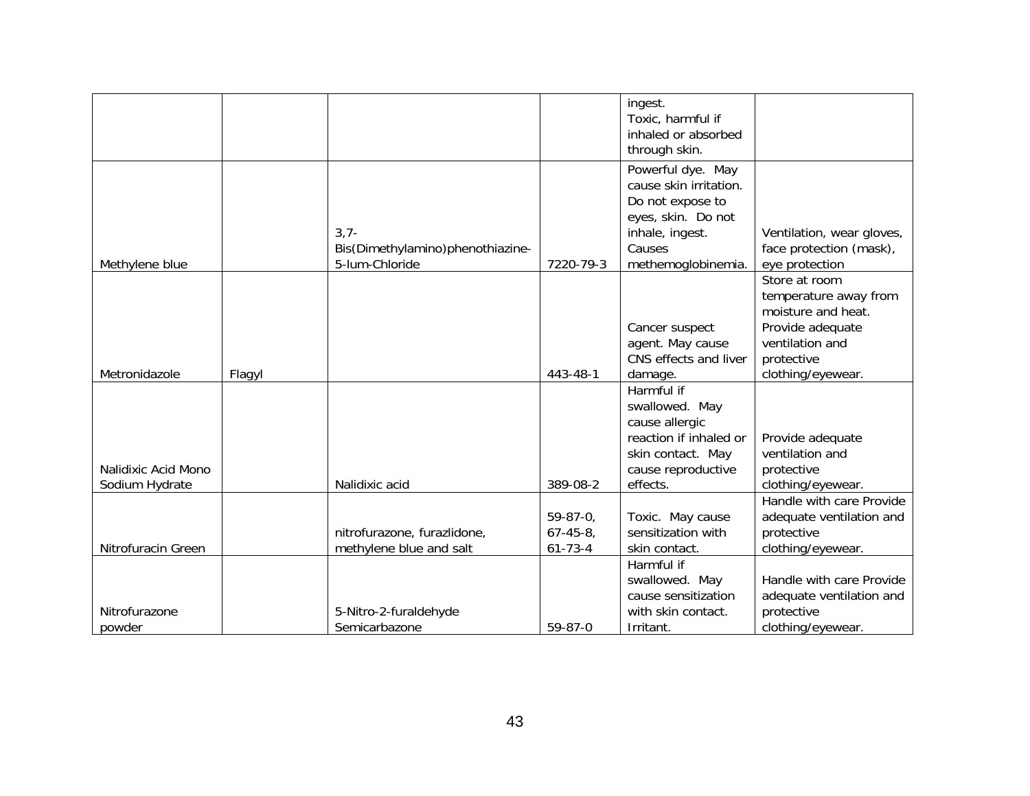| | | | | | |
|---|---|---|---|---|---|
| | | | | ingest. Toxic, harmful if inhaled or absorbed through skin. | |
| Methylene blue | | 3,7-Bis(Dimethylamino)phenothiazine-5-lum-Chloride | 7220-79-3 | Powerful dye. May cause skin irritation. Do not expose to eyes, skin. Do not inhale, ingest. Causes methemoglobinemia. | Ventilation, wear gloves, face protection (mask), eye protection |
| Metronidazole | Flagyl | | 443-48-1 | Cancer suspect agent. May cause CNS effects and liver damage. | Store at room temperature away from moisture and heat. Provide adequate ventilation and protective clothing/eyewear. |
| Nalidixic Acid Mono Sodium Hydrate | | Nalidixic acid | 389-08-2 | Harmful if swallowed. May cause allergic reaction if inhaled or skin contact. May cause reproductive effects. | Provide adequate ventilation and protective clothing/eyewear. |
| Nitrofuracin Green | | nitrofurazone, furazlidone, methylene blue and salt | 59-87-0, 67-45-8, 61-73-4 | Toxic. May cause sensitization with skin contact. | Handle with care Provide adequate ventilation and protective clothing/eyewear. |
| Nitrofurazone powder | | 5-Nitro-2-furaldehyde Semicarbazone | 59-87-0 | Harmful if swallowed. May cause sensitization with skin contact. Irritant. | Handle with care Provide adequate ventilation and protective clothing/eyewear. |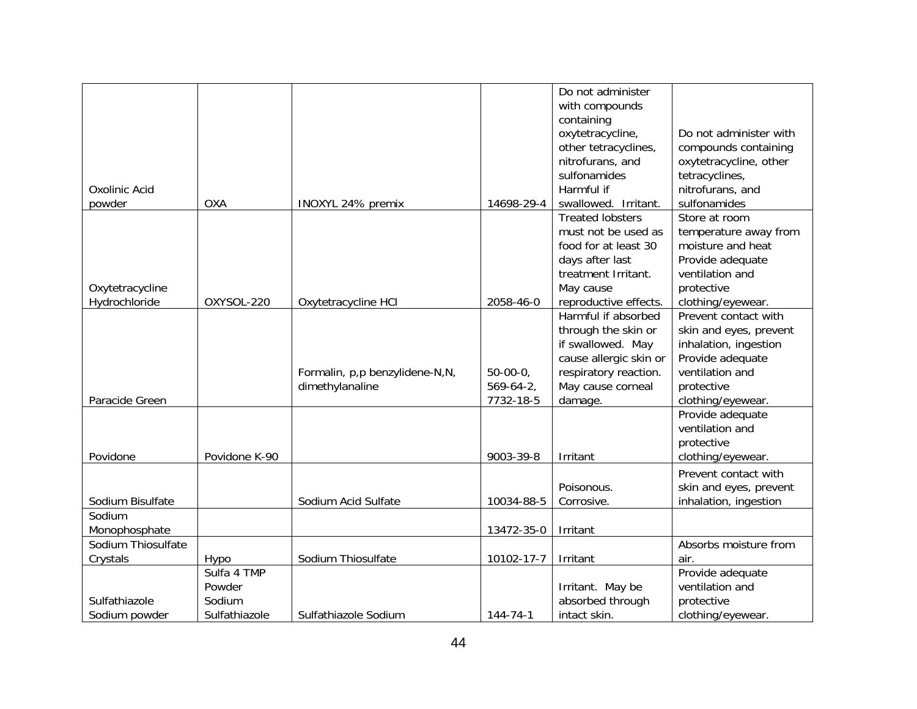| | | | | | |
|---|---|---|---|---|---|
| Oxolinic Acid powder | OXA | INOXYL 24% premix | 14698-29-4 | Do not administer with compounds containing oxytetracycline, other tetracyclines, nitrofurans, and sulfonamides Harmful if swallowed. Irritant. | Do not administer with compounds containing oxytetracycline, other tetracyclines, nitrofurans, and sulfonamides |
| Oxytetracycline Hydrochloride | OXYSOL-220 | Oxytetracycline HCl | 2058-46-0 | Treated lobsters must not be used as food for at least 30 days after last treatment Irritant. May cause reproductive effects. | Store at room temperature away from moisture and heat Provide adequate ventilation and protective clothing/eyewear. |
| Paracide Green | | Formalin, p,p benzylidene-N,N, dimethylanaline | 50-00-0, 569-64-2, 7732-18-5 | Harmful if absorbed through the skin or if swallowed. May cause allergic skin or respiratory reaction. May cause corneal damage. | Prevent contact with skin and eyes, prevent inhalation, ingestion Provide adequate ventilation and protective clothing/eyewear. |
| Povidone | Povidone K-90 | | 9003-39-8 | Irritant | Provide adequate ventilation and protective clothing/eyewear. |
| Sodium Bisulfate | | Sodium Acid Sulfate | 10034-88-5 | Poisonous. Corrosive. | Prevent contact with skin and eyes, prevent inhalation, ingestion |
| Sodium Monophosphate | | | 13472-35-0 | Irritant | |
| Sodium Thiosulfate Crystals | Hypo | Sodium Thiosulfate | 10102-17-7 | Irritant | Absorbs moisture from air. |
| Sulfathiazole Sodium powder | Sulfa 4 TMP Powder Sodium Sulfathiazole | Sulfathiazole Sodium | 144-74-1 | Irritant. May be absorbed through intact skin. | Provide adequate ventilation and protective clothing/eyewear. |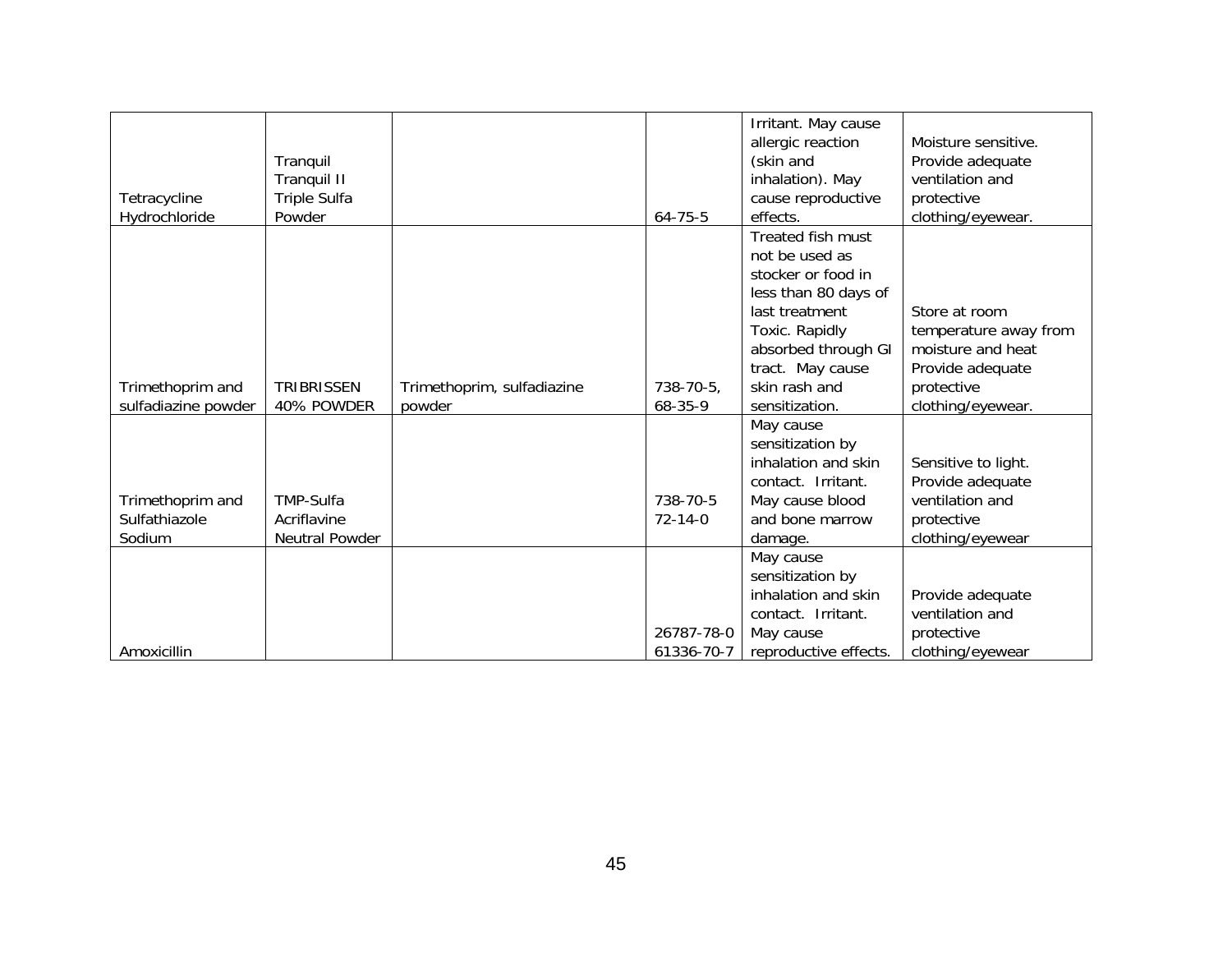| Tetracycline Hydrochloride | Tranquil Tranquil II Triple Sulfa Powder | | 64-75-5 | Irritant. May cause allergic reaction (skin and inhalation). May cause reproductive effects. | Moisture sensitive. Provide adequate ventilation and protective clothing/eyewear. |
|---|---|---|---|---|---|
| Trimethoprim and sulfadiazine powder | TRIBRISSEN 40% POWDER | Trimethoprim, sulfadiazine powder | 738-70-5, 68-35-9 | Treated fish must not be used as stocker or food in less than 80 days of last treatment Toxic. Rapidly absorbed through GI tract. May cause skin rash and sensitization. | Store at room temperature away from moisture and heat Provide adequate protective clothing/eyewear. |
| Trimethoprim and Sulfathiazole Sodium | TMP-Sulfa Acriflavine Neutral Powder | | 738-70-5 72-14-0 | May cause sensitization by inhalation and skin contact. Irritant. May cause blood and bone marrow damage. | Sensitive to light. Provide adequate ventilation and protective clothing/eyewear |
| Amoxicillin | | | 26787-78-0 61336-70-7 | May cause sensitization by inhalation and skin contact. Irritant. May cause reproductive effects. | Provide adequate ventilation and protective clothing/eyewear |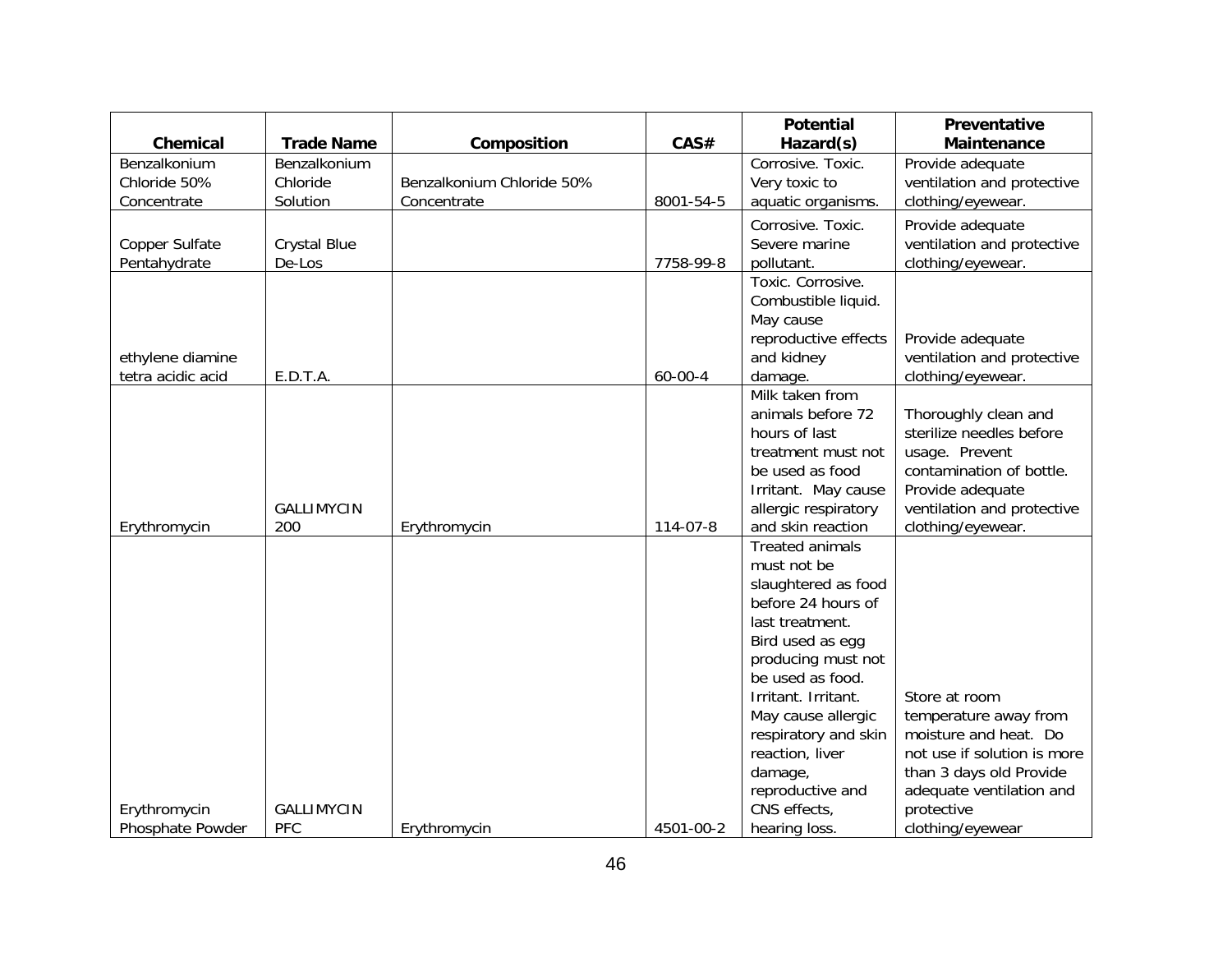| Chemical | Trade Name | Composition | CAS# | Potential Hazard(s) | Preventative Maintenance |
|---|---|---|---|---|---|
| Benzalkonium Chloride 50% Concentrate | Benzalkonium Chloride Solution | Benzalkonium Chloride 50% Concentrate | 8001-54-5 | Corrosive. Toxic. Very toxic to aquatic organisms. | Provide adequate ventilation and protective clothing/eyewear. |
| Copper Sulfate Pentahydrate | Crystal Blue De-Los | | 7758-99-8 | Corrosive. Toxic. Severe marine pollutant. | Provide adequate ventilation and protective clothing/eyewear. |
| ethylene diamine tetra acidic acid | E.D.T.A. | | 60-00-4 | Toxic. Corrosive. Combustible liquid. May cause reproductive effects and kidney damage. | Provide adequate ventilation and protective clothing/eyewear. |
| Erythromycin | GALLIMYCIN 200 | Erythromycin | 114-07-8 | Milk taken from animals before 72 hours of last treatment must not be used as food Irritant. May cause allergic respiratory and skin reaction | Thoroughly clean and sterilize needles before usage. Prevent contamination of bottle. Provide adequate ventilation and protective clothing/eyewear. |
| Erythromycin Phosphate Powder | GALLIMYCIN PFC | Erythromycin | 4501-00-2 | Treated animals must not be slaughtered as food before 24 hours of last treatment. Bird used as egg producing must not be used as food. Irritant. Irritant. May cause allergic respiratory and skin reaction, liver damage, reproductive and CNS effects, hearing loss. | Store at room temperature away from moisture and heat. Do not use if solution is more than 3 days old Provide adequate ventilation and protective clothing/eyewear |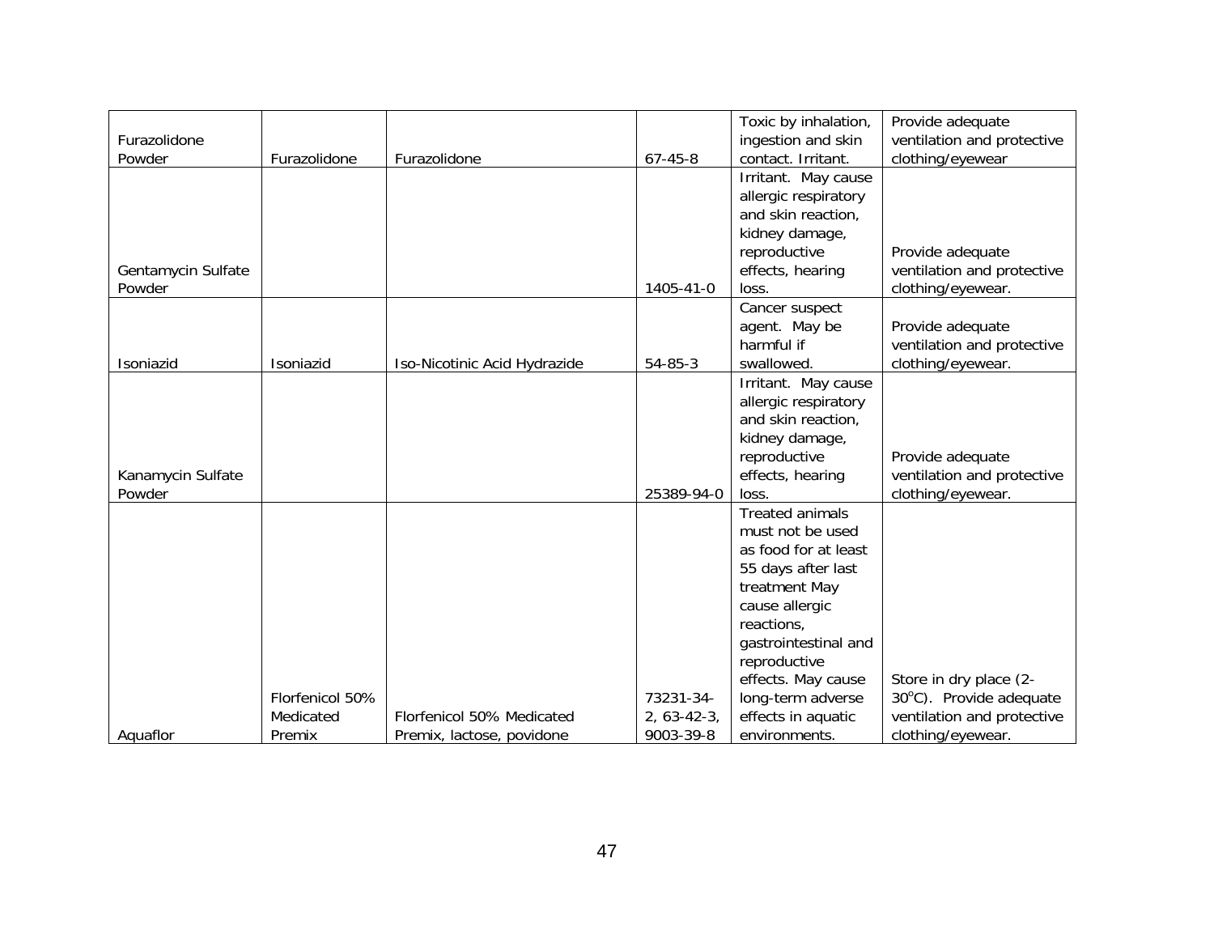| | | | | | |
|---|---|---|---|---|---|
| Furazolidone Powder | Furazolidone | Furazolidone | 67-45-8 | Toxic by inhalation, ingestion and skin contact. Irritant. | Provide adequate ventilation and protective clothing/eyewear |
| Gentamycin Sulfate Powder | | | 1405-41-0 | Irritant. May cause allergic respiratory and skin reaction, kidney damage, reproductive effects, hearing loss. | Provide adequate ventilation and protective clothing/eyewear. |
| Isoniazid | Isoniazid | Iso-Nicotinic Acid Hydrazide | 54-85-3 | Cancer suspect agent. May be harmful if swallowed. | Provide adequate ventilation and protective clothing/eyewear. |
| Kanamycin Sulfate Powder | | | 25389-94-0 | Irritant. May cause allergic respiratory and skin reaction, kidney damage, reproductive effects, hearing loss. | Provide adequate ventilation and protective clothing/eyewear. |
| Aquaflor | Florfenicol 50% Medicated Premix | Florfenicol 50% Medicated Premix, lactose, povidone | 73231-34-2, 63-42-3, 9003-39-8 | Treated animals must not be used as food for at least 55 days after last treatment May cause allergic reactions, gastrointestinal and reproductive effects. May cause long-term adverse effects in aquatic environments. | Store in dry place (2-30°C). Provide adequate ventilation and protective clothing/eyewear. |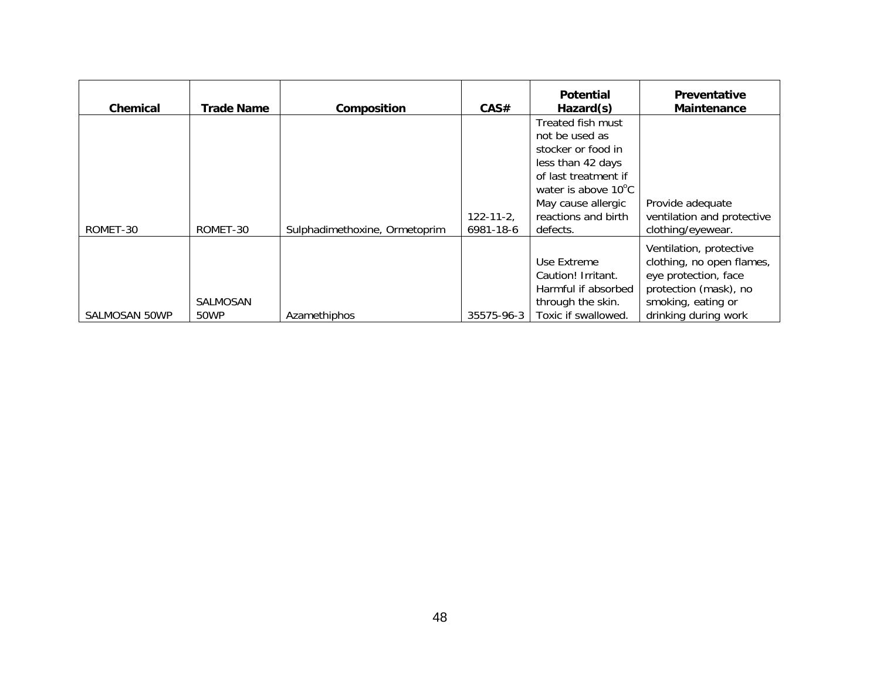| Chemical | Trade Name | Composition | CAS# | Potential Hazard(s) | Preventative Maintenance |
|---|---|---|---|---|---|
| ROMET-30 | ROMET-30 | Sulphadimethoxine, Ormetoprim | 122-11-2, 6981-18-6 | Treated fish must not be used as stocker or food in less than 42 days of last treatment if water is above 10$^{o}$C May cause allergic reactions and birth defects. | Provide adequate ventilation and protective clothing/eyewear. |
| SALMOSAN 50WP | SALMOSAN 50WP | Azamethiphos | 35575-96-3 | Use Extreme Caution! Irritant. Harmful if absorbed through the skin. Toxic if swallowed. | Ventilation, protective clothing, no open flames, eye protection, face protection (mask), no smoking, eating or drinking during work |